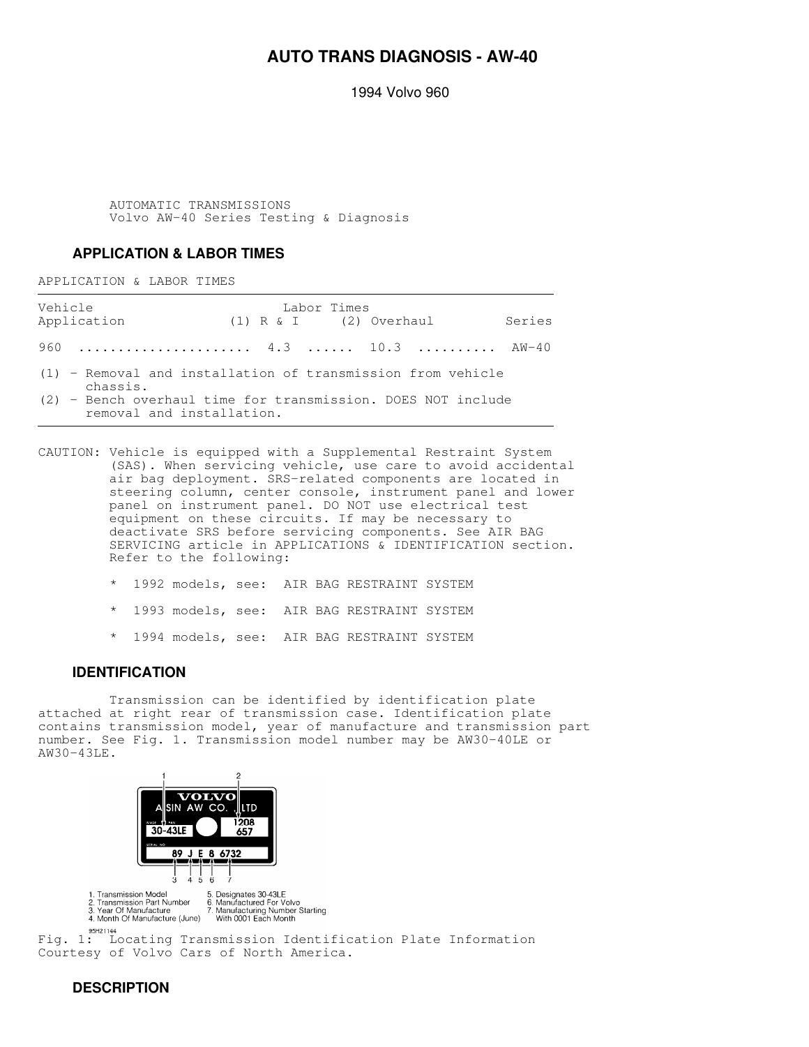# AUTO TRANS DIAGNOSIS - AW-40

1994 Volvo 960

AUTOMATIC TRANSMISSIONS
Volvo AW-40 Series Testing & Diagnosis

## APPLICATION & LABOR TIMES

APPLICATION & LABOR TIMES

| Vehicle Application | Labor Times (1) R & I | Labor Times (2) Overhaul | Series |
|---|---|---|---|
| 960 | 4.3 | 10.3 | AW-40 |

(1) - Removal and installation of transmission from vehicle chassis.
(2) - Bench overhaul time for transmission. DOES NOT include removal and installation.

CAUTION: Vehicle is equipped with a Supplemental Restraint System (SAS). When servicing vehicle, use care to avoid accidental air bag deployment. SRS-related components are located in steering column, center console, instrument panel and lower panel on instrument panel. DO NOT use electrical test equipment on these circuits. If may be necessary to deactivate SRS before servicing components. See AIR BAG SERVICING article in APPLICATIONS & IDENTIFICATION section. Refer to the following:

* 1992 models, see: AIR BAG RESTRAINT SYSTEM
* 1993 models, see: AIR BAG RESTRAINT SYSTEM
* 1994 models, see: AIR BAG RESTRAINT SYSTEM

## IDENTIFICATION

Transmission can be identified by identification plate attached at right rear of transmission case. Identification plate contains transmission model, year of manufacture and transmission part number. See Fig. 1. Transmission model number may be AW30-40LE or AW30-43LE.

VOLVO
AISIN AW CO., LTD
30-43LE
1208
657
89 J E 8 6732

1. Transmission Model
2. Transmission Part Number
3. Year Of Manufacture
4. Month Of Manufacture (June)
5. Designates 30-43LE
6. Manufactured For Volvo
7. Manufacturing Number Starting With 0001 Each Month

95H21144

Fig. 1: Locating Transmission Identification Plate Information
Courtesy of Volvo Cars of North America.

## DESCRIPTION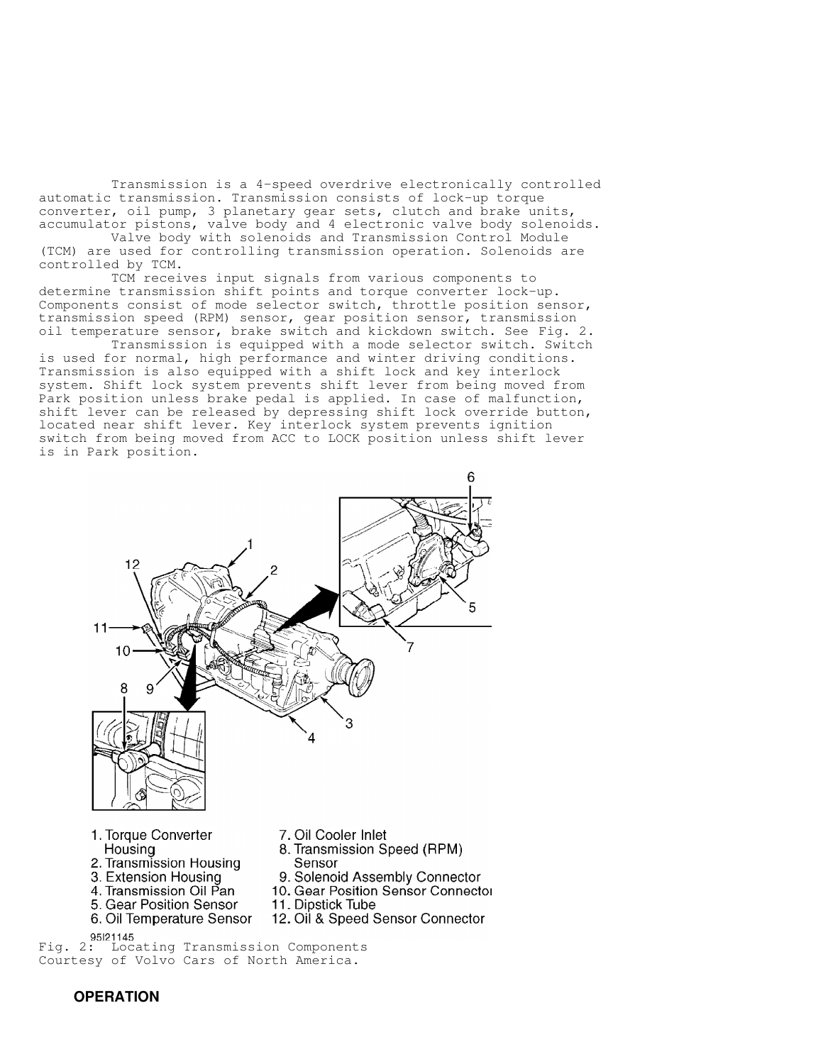Transmission is a 4-speed overdrive electronically controlled automatic transmission. Transmission consists of lock-up torque converter, oil pump, 3 planetary gear sets, clutch and brake units, accumulator pistons, valve body and 4 electronic valve body solenoids.

Valve body with solenoids and Transmission Control Module (TCM) are used for controlling transmission operation. Solenoids are controlled by TCM.

TCM receives input signals from various components to determine transmission shift points and torque converter lock-up. Components consist of mode selector switch, throttle position sensor, transmission speed (RPM) sensor, gear position sensor, transmission oil temperature sensor, brake switch and kickdown switch. See Fig. 2.

Transmission is equipped with a mode selector switch. Switch is used for normal, high performance and winter driving conditions. Transmission is also equipped with a shift lock and key interlock system. Shift lock system prevents shift lever from being moved from Park position unless brake pedal is applied. In case of malfunction, shift lever can be released by depressing shift lock override button, located near shift lever. Key interlock system prevents ignition switch from being moved from ACC to LOCK position unless shift lever is in Park position.

1. Torque Converter Housing
2. Transmission Housing
3. Extension Housing
4. Transmission Oil Pan
5. Gear Position Sensor
6. Oil Temperature Sensor
7. Oil Cooler Inlet
8. Transmission Speed (RPM) Sensor
9. Solenoid Assembly Connector
10. Gear Position Sensor Connector
11. Dipstick Tube
12. Oil & Speed Sensor Connector

95I21145

Fig. 2: Locating Transmission Components
Courtesy of Volvo Cars of North America.

## OPERATION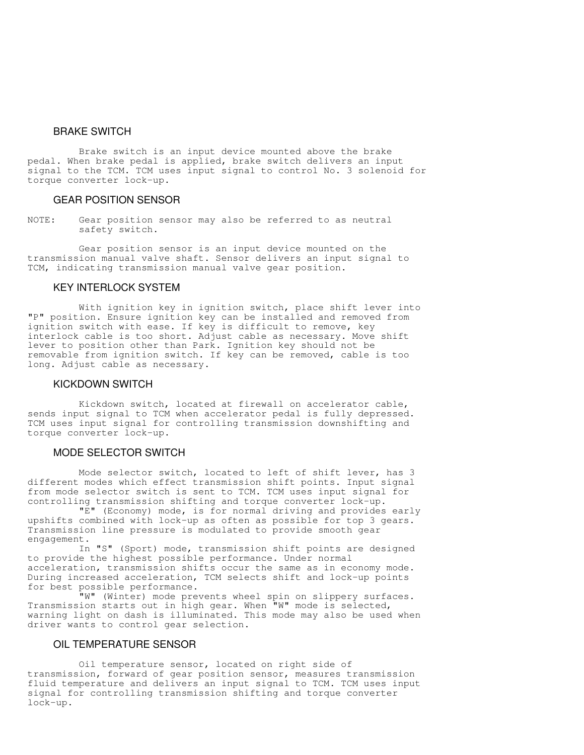### BRAKE SWITCH

Brake switch is an input device mounted above the brake pedal. When brake pedal is applied, brake switch delivers an input signal to the TCM. TCM uses input signal to control No. 3 solenoid for torque converter lock-up.

### GEAR POSITION SENSOR

NOTE: Gear position sensor may also be referred to as neutral safety switch.

Gear position sensor is an input device mounted on the transmission manual valve shaft. Sensor delivers an input signal to TCM, indicating transmission manual valve gear position.

### KEY INTERLOCK SYSTEM

With ignition key in ignition switch, place shift lever into "P" position. Ensure ignition key can be installed and removed from ignition switch with ease. If key is difficult to remove, key interlock cable is too short. Adjust cable as necessary. Move shift lever to position other than Park. Ignition key should not be removable from ignition switch. If key can be removed, cable is too long. Adjust cable as necessary.

### KICKDOWN SWITCH

Kickdown switch, located at firewall on accelerator cable, sends input signal to TCM when accelerator pedal is fully depressed. TCM uses input signal for controlling transmission downshifting and torque converter lock-up.

### MODE SELECTOR SWITCH

Mode selector switch, located to left of shift lever, has 3 different modes which effect transmission shift points. Input signal from mode selector switch is sent to TCM. TCM uses input signal for controlling transmission shifting and torque converter lock-up.

"E" (Economy) mode, is for normal driving and provides early upshifts combined with lock-up as often as possible for top 3 gears. Transmission line pressure is modulated to provide smooth gear engagement.

In "S" (Sport) mode, transmission shift points are designed to provide the highest possible performance. Under normal acceleration, transmission shifts occur the same as in economy mode. During increased acceleration, TCM selects shift and lock-up points for best possible performance.

"W" (Winter) mode prevents wheel spin on slippery surfaces. Transmission starts out in high gear. When "W" mode is selected, warning light on dash is illuminated. This mode may also be used when driver wants to control gear selection.

### OIL TEMPERATURE SENSOR

Oil temperature sensor, located on right side of transmission, forward of gear position sensor, measures transmission fluid temperature and delivers an input signal to TCM. TCM uses input signal for controlling transmission shifting and torque converter lock-up.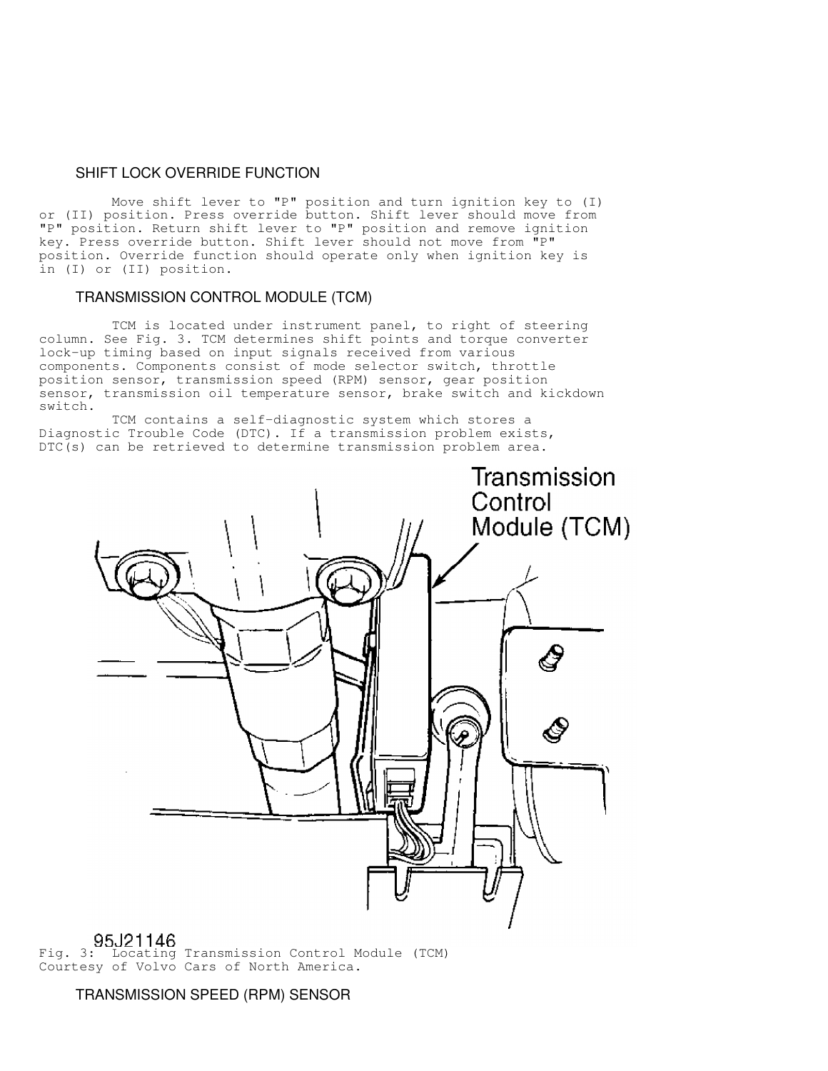## SHIFT LOCK OVERRIDE FUNCTION

Move shift lever to "P" position and turn ignition key to (I) or (II) position. Press override button. Shift lever should move from "P" position. Return shift lever to "P" position and remove ignition key. Press override button. Shift lever should not move from "P" position. Override function should operate only when ignition key is in (I) or (II) position.

## TRANSMISSION CONTROL MODULE (TCM)

TCM is located under instrument panel, to right of steering column. See Fig. 3. TCM determines shift points and torque converter lock-up timing based on input signals received from various components. Components consist of mode selector switch, throttle position sensor, transmission speed (RPM) sensor, gear position sensor, transmission oil temperature sensor, brake switch and kickdown switch.

TCM contains a self-diagnostic system which stores a Diagnostic Trouble Code (DTC). If a transmission problem exists, DTC(s) can be retrieved to determine transmission problem area.

Transmission Control Module (TCM)

95J21146

Fig. 3: Locating Transmission Control Module (TCM)
Courtesy of Volvo Cars of North America.

## TRANSMISSION SPEED (RPM) SENSOR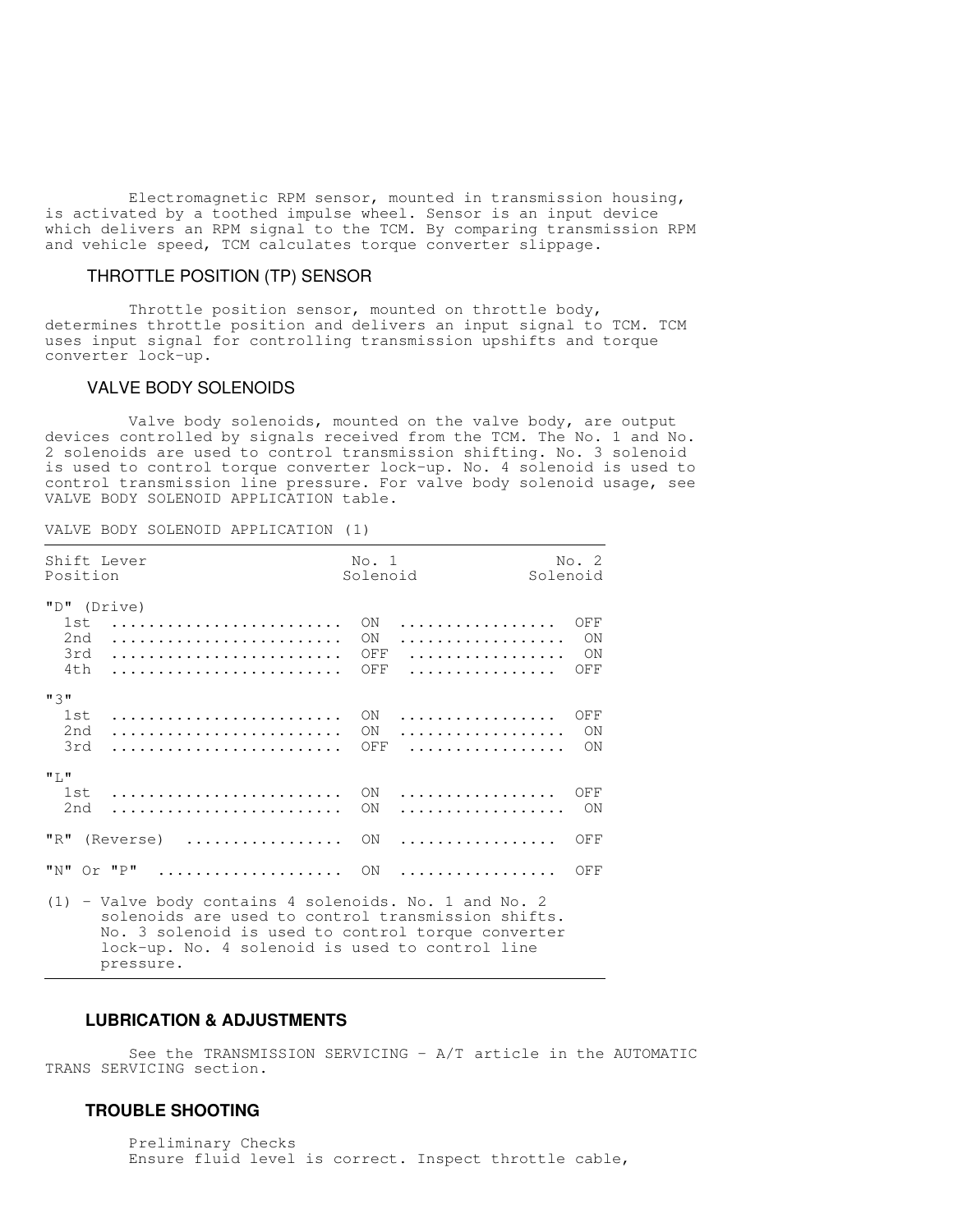Electromagnetic RPM sensor, mounted in transmission housing, is activated by a toothed impulse wheel. Sensor is an input device which delivers an RPM signal to the TCM. By comparing transmission RPM and vehicle speed, TCM calculates torque converter slippage.

### THROTTLE POSITION (TP) SENSOR

Throttle position sensor, mounted on throttle body, determines throttle position and delivers an input signal to TCM. TCM uses input signal for controlling transmission upshifts and torque converter lock-up.

### VALVE BODY SOLENOIDS

Valve body solenoids, mounted on the valve body, are output devices controlled by signals received from the TCM. The No. 1 and No. 2 solenoids are used to control transmission shifting. No. 3 solenoid is used to control torque converter lock-up. No. 4 solenoid is used to control transmission line pressure. For valve body solenoid usage, see VALVE BODY SOLENOID APPLICATION table.

VALVE BODY SOLENOID APPLICATION (1)

| Shift Lever Position | No. 1 Solenoid | No. 2 Solenoid |
|---|---|---|
| "D" (Drive) | | |
| 1st | ON | OFF |
| 2nd | ON | ON |
| 3rd | OFF | ON |
| 4th | OFF | OFF |
| "3" | | |
| 1st | ON | OFF |
| 2nd | ON | ON |
| 3rd | OFF | ON |
| "L" | | |
| 1st | ON | OFF |
| 2nd | ON | ON |
| "R" (Reverse) | ON | OFF |
| "N" Or "P" | ON | OFF |

(1) - Valve body contains 4 solenoids. No. 1 and No. 2 solenoids are used to control transmission shifts. No. 3 solenoid is used to control torque converter lock-up. No. 4 solenoid is used to control line pressure.

## LUBRICATION & ADJUSTMENTS

See the TRANSMISSION SERVICING - A/T article in the AUTOMATIC TRANS SERVICING section.

## TROUBLE SHOOTING

Preliminary Checks
Ensure fluid level is correct. Inspect throttle cable,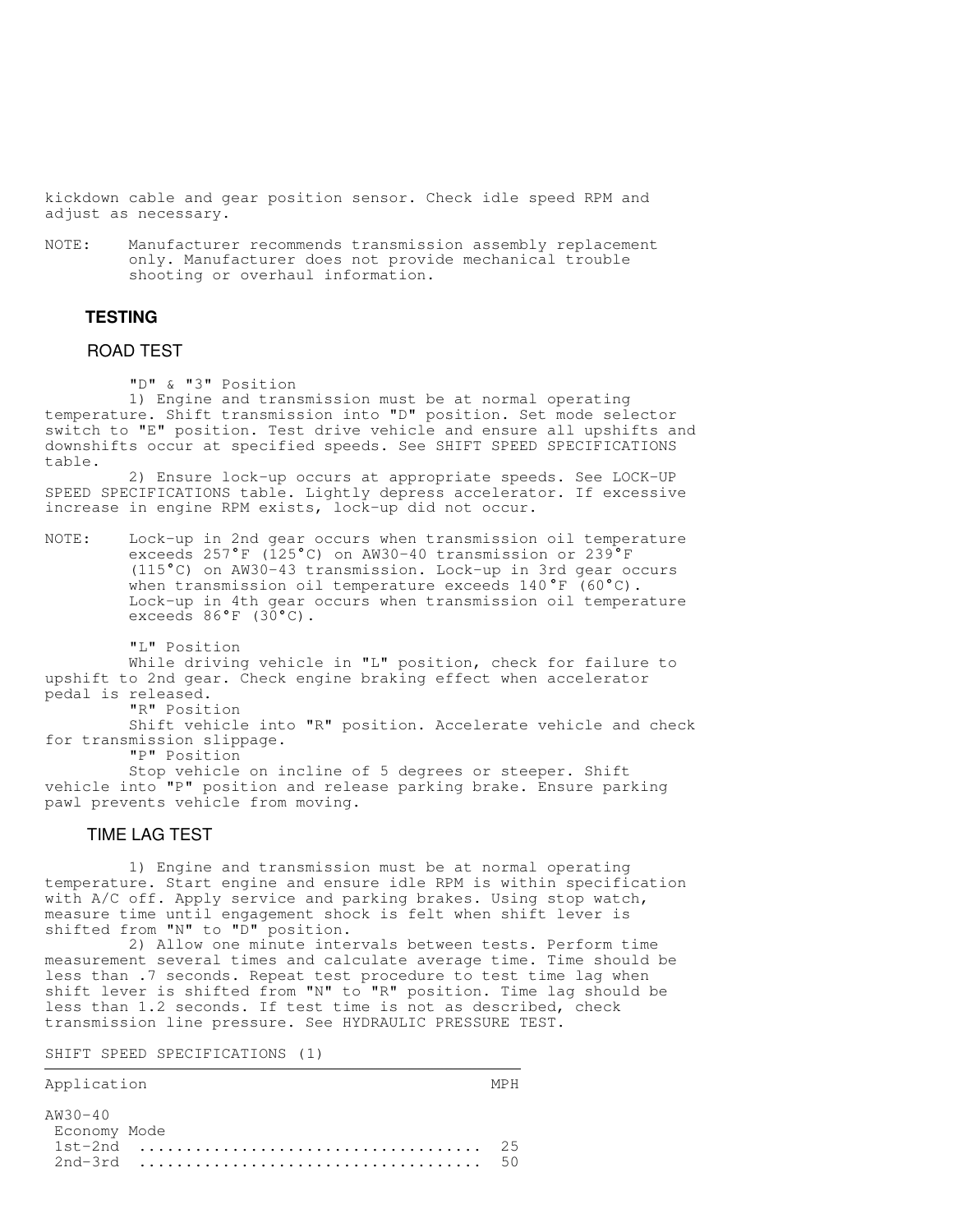kickdown cable and gear position sensor. Check idle speed RPM and adjust as necessary.

NOTE: Manufacturer recommends transmission assembly replacement only. Manufacturer does not provide mechanical trouble shooting or overhaul information.

## TESTING

### ROAD TEST

"D" & "3" Position

1) Engine and transmission must be at normal operating temperature. Shift transmission into "D" position. Set mode selector switch to "E" position. Test drive vehicle and ensure all upshifts and downshifts occur at specified speeds. See SHIFT SPEED SPECIFICATIONS table.

2) Ensure lock-up occurs at appropriate speeds. See LOCK-UP SPEED SPECIFICATIONS table. Lightly depress accelerator. If excessive increase in engine RPM exists, lock-up did not occur.

NOTE: Lock-up in 2nd gear occurs when transmission oil temperature exceeds 257°F (125°C) on AW30-40 transmission or 239°F (115°C) on AW30-43 transmission. Lock-up in 3rd gear occurs when transmission oil temperature exceeds 140°F (60°C). Lock-up in 4th gear occurs when transmission oil temperature exceeds 86°F (30°C).

"L" Position

While driving vehicle in "L" position, check for failure to upshift to 2nd gear. Check engine braking effect when accelerator pedal is released.

"R" Position

Shift vehicle into "R" position. Accelerate vehicle and check for transmission slippage.

"P" Position

Stop vehicle on incline of 5 degrees or steeper. Shift vehicle into "P" position and release parking brake. Ensure parking pawl prevents vehicle from moving.

### TIME LAG TEST

1) Engine and transmission must be at normal operating temperature. Start engine and ensure idle RPM is within specification with A/C off. Apply service and parking brakes. Using stop watch, measure time until engagement shock is felt when shift lever is shifted from "N" to "D" position.

2) Allow one minute intervals between tests. Perform time measurement several times and calculate average time. Time should be less than .7 seconds. Repeat test procedure to test time lag when shift lever is shifted from "N" to "R" position. Time lag should be less than 1.2 seconds. If test time is not as described, check transmission line pressure. See HYDRAULIC PRESSURE TEST.

SHIFT SPEED SPECIFICATIONS (1)

| Application | MPH |
|---|---|
| AW30-40 | |
| Economy Mode | |
| 1st-2nd | 25 |
| 2nd-3rd | 50 |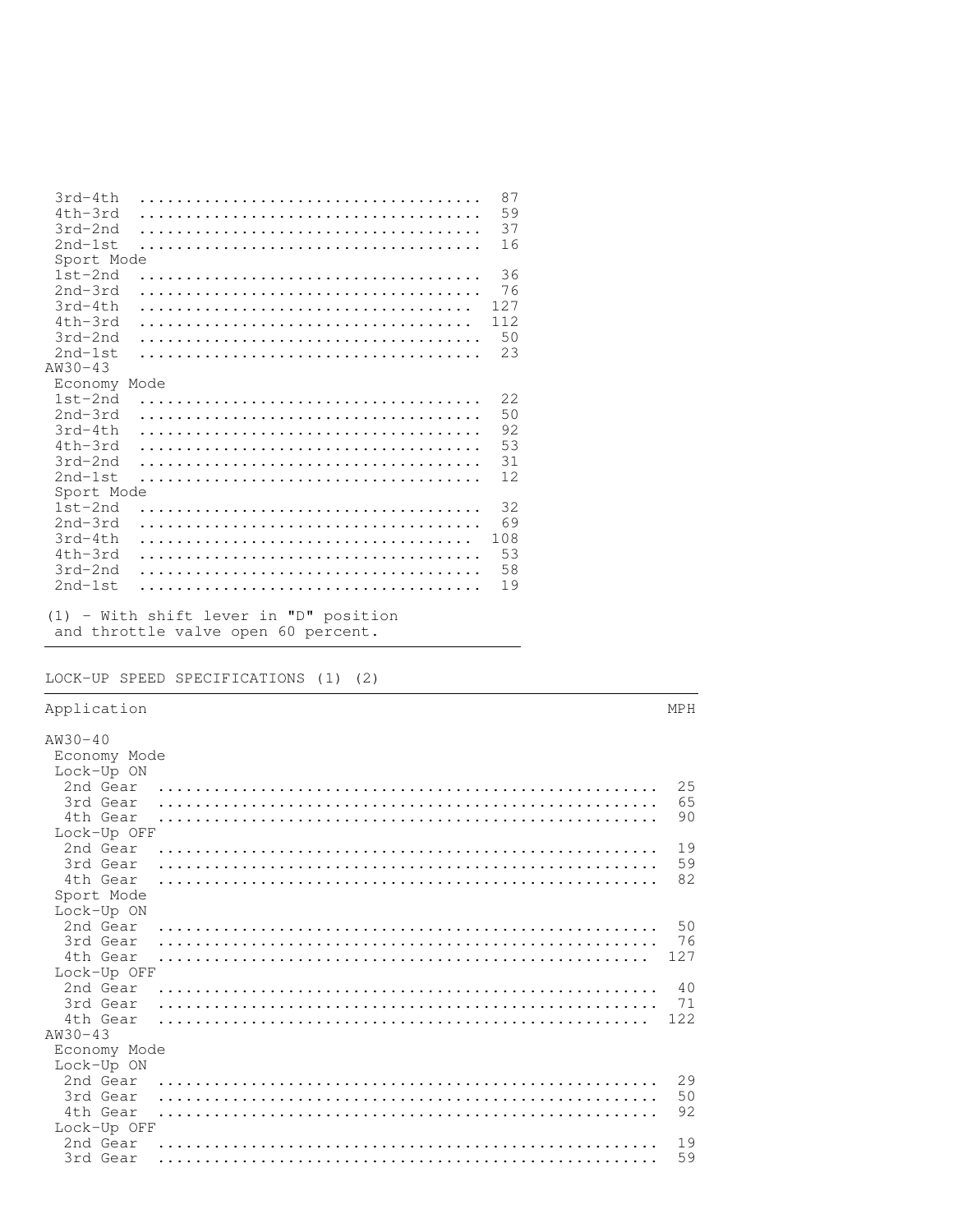| | |
|---|---|
| 3rd-4th | 87 |
| 4th-3rd | 59 |
| 3rd-2nd | 37 |
| 2nd-1st | 16 |
| Sport Mode | |
| 1st-2nd | 36 |
| 2nd-3rd | 76 |
| 3rd-4th | 127 |
| 4th-3rd | 112 |
| 3rd-2nd | 50 |
| 2nd-1st | 23 |
| AW30-43 | |
| Economy Mode | |
| 1st-2nd | 22 |
| 2nd-3rd | 50 |
| 3rd-4th | 92 |
| 4th-3rd | 53 |
| 3rd-2nd | 31 |
| 2nd-1st | 12 |
| Sport Mode | |
| 1st-2nd | 32 |
| 2nd-3rd | 69 |
| 3rd-4th | 108 |
| 4th-3rd | 53 |
| 3rd-2nd | 58 |
| 2nd-1st | 19 |

(1) - With shift lever in "D" position and throttle valve open 60 percent.

LOCK-UP SPEED SPECIFICATIONS (1) (2)

| Application | MPH |
|---|---|
| AW30-40 | |
| Economy Mode | |
| Lock-Up ON | |
| 2nd Gear | 25 |
| 3rd Gear | 65 |
| 4th Gear | 90 |
| Lock-Up OFF | |
| 2nd Gear | 19 |
| 3rd Gear | 59 |
| 4th Gear | 82 |
| Sport Mode | |
| Lock-Up ON | |
| 2nd Gear | 50 |
| 3rd Gear | 76 |
| 4th Gear | 127 |
| Lock-Up OFF | |
| 2nd Gear | 40 |
| 3rd Gear | 71 |
| 4th Gear | 122 |
| AW30-43 | |
| Economy Mode | |
| Lock-Up ON | |
| 2nd Gear | 29 |
| 3rd Gear | 50 |
| 4th Gear | 92 |
| Lock-Up OFF | |
| 2nd Gear | 19 |
| 3rd Gear | 59 |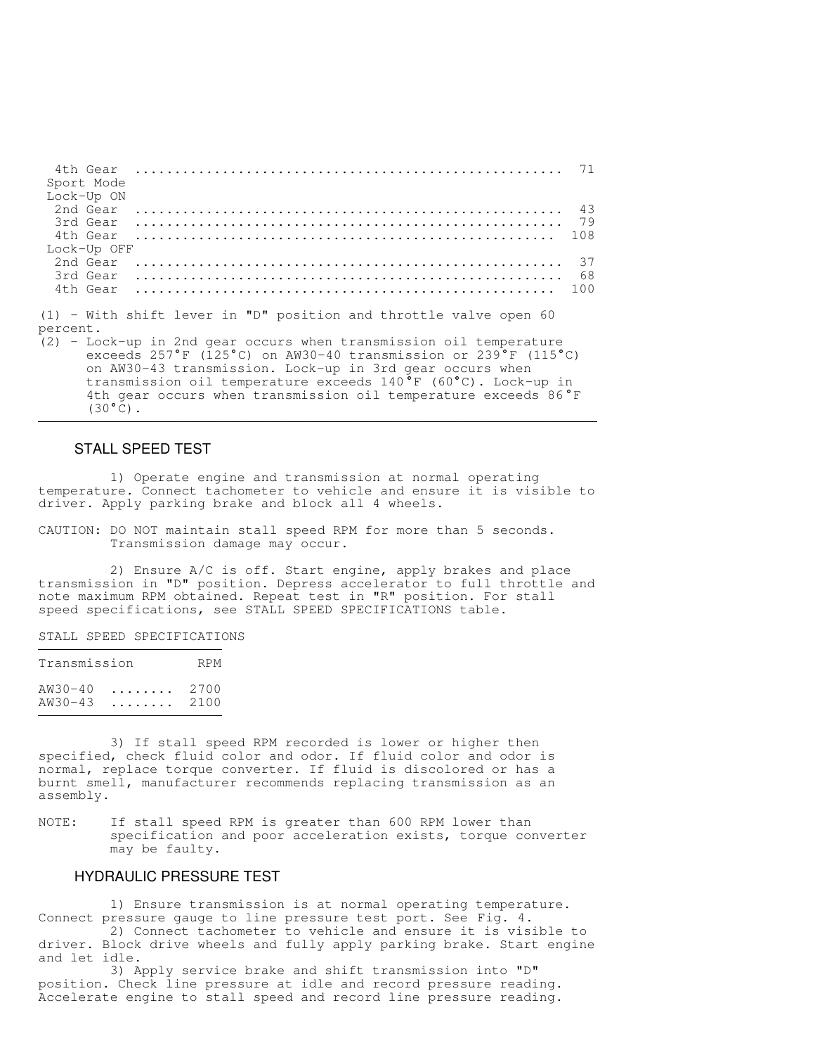| | |
|---|---|
| 4th Gear | 71 |
| Sport Mode | |
| Lock-Up ON | |
| 2nd Gear | 43 |
| 3rd Gear | 79 |
| 4th Gear | 108 |
| Lock-Up OFF | |
| 2nd Gear | 37 |
| 3rd Gear | 68 |
| 4th Gear | 100 |

(1) - With shift lever in "D" position and throttle valve open 60 percent.

(2) - Lock-up in 2nd gear occurs when transmission oil temperature exceeds 257°F (125°C) on AW30-40 transmission or 239°F (115°C) on AW30-43 transmission. Lock-up in 3rd gear occurs when transmission oil temperature exceeds 140°F (60°C). Lock-up in 4th gear occurs when transmission oil temperature exceeds 86°F (30°C).

## STALL SPEED TEST

1) Operate engine and transmission at normal operating temperature. Connect tachometer to vehicle and ensure it is visible to driver. Apply parking brake and block all 4 wheels.

CAUTION: DO NOT maintain stall speed RPM for more than 5 seconds. Transmission damage may occur.

2) Ensure A/C is off. Start engine, apply brakes and place transmission in "D" position. Depress accelerator to full throttle and note maximum RPM obtained. Repeat test in "R" position. For stall speed specifications, see STALL SPEED SPECIFICATIONS table.

STALL SPEED SPECIFICATIONS

| Transmission | RPM |
|---|---|
| AW30-40 | 2700 |
| AW30-43 | 2100 |

3) If stall speed RPM recorded is lower or higher then specified, check fluid color and odor. If fluid color and odor is normal, replace torque converter. If fluid is discolored or has a burnt smell, manufacturer recommends replacing transmission as an assembly.

NOTE: If stall speed RPM is greater than 600 RPM lower than specification and poor acceleration exists, torque converter may be faulty.

## HYDRAULIC PRESSURE TEST

1) Ensure transmission is at normal operating temperature. Connect pressure gauge to line pressure test port. See Fig. 4.

2) Connect tachometer to vehicle and ensure it is visible to driver. Block drive wheels and fully apply parking brake. Start engine and let idle.

3) Apply service brake and shift transmission into "D" position. Check line pressure at idle and record pressure reading. Accelerate engine to stall speed and record line pressure reading.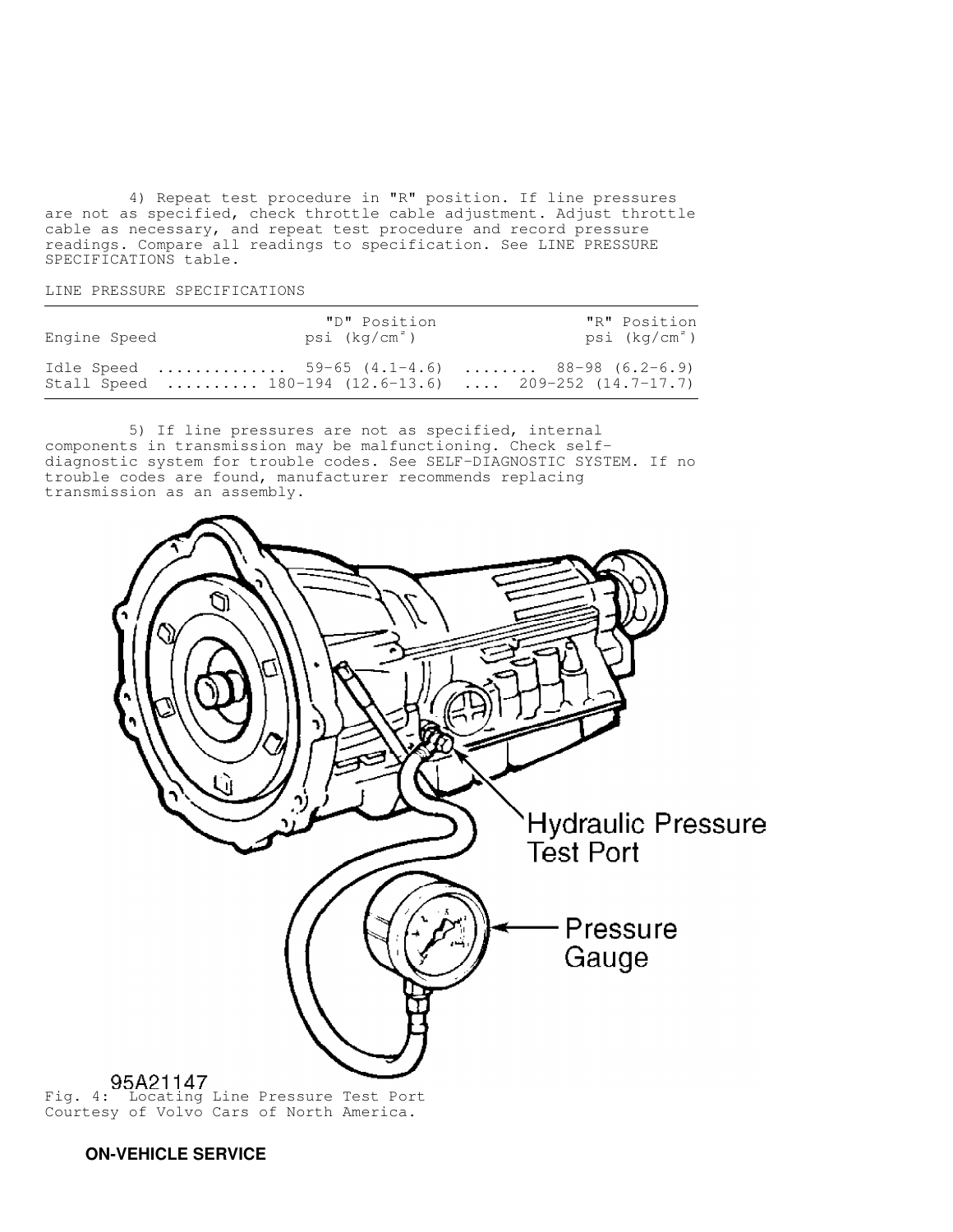4) Repeat test procedure in "R" position. If line pressures are not as specified, check throttle cable adjustment. Adjust throttle cable as necessary, and repeat test procedure and record pressure readings. Compare all readings to specification. See LINE PRESSURE SPECIFICATIONS table.

LINE PRESSURE SPECIFICATIONS

| Engine Speed | "D" Position psi ($kg/cm^2$) | "R" Position psi ($kg/cm^2$) |
|---|---|---|
| Idle Speed | 59-65 (4.1-4.6) | 88-98 (6.2-6.9) |
| Stall Speed | 180-194 (12.6-13.6) | 209-252 (14.7-17.7) |

5) If line pressures are not as specified, internal components in transmission may be malfunctioning. Check self-diagnostic system for trouble codes. See SELF-DIAGNOSTIC SYSTEM. If no trouble codes are found, manufacturer recommends replacing transmission as an assembly.

95A21147

Fig. 4: Locating Line Pressure Test Port
Courtesy of Volvo Cars of North America.

**ON-VEHICLE SERVICE**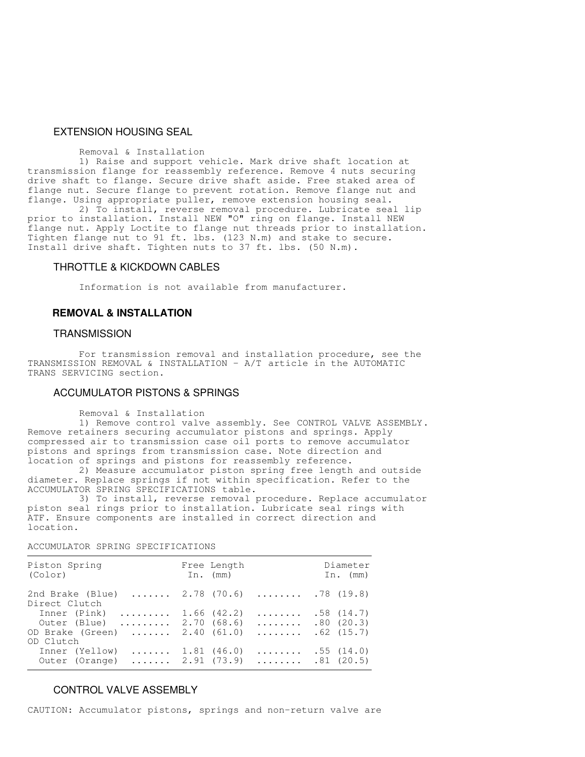### EXTENSION HOUSING SEAL

Removal & Installation

1) Raise and support vehicle. Mark drive shaft location at transmission flange for reassembly reference. Remove 4 nuts securing drive shaft to flange. Secure drive shaft aside. Free staked area of flange nut. Secure flange to prevent rotation. Remove flange nut and flange. Using appropriate puller, remove extension housing seal.

2) To install, reverse removal procedure. Lubricate seal lip prior to installation. Install NEW "O" ring on flange. Install NEW flange nut. Apply Loctite to flange nut threads prior to installation. Tighten flange nut to 91 ft. lbs. (123 N.m) and stake to secure. Install drive shaft. Tighten nuts to 37 ft. lbs. (50 N.m).

### THROTTLE & KICKDOWN CABLES

Information is not available from manufacturer.

## REMOVAL & INSTALLATION

### TRANSMISSION

For transmission removal and installation procedure, see the TRANSMISSION REMOVAL & INSTALLATION - A/T article in the AUTOMATIC TRANS SERVICING section.

### ACCUMULATOR PISTONS & SPRINGS

Removal & Installation

1) Remove control valve assembly. See CONTROL VALVE ASSEMBLY. Remove retainers securing accumulator pistons and springs. Apply compressed air to transmission case oil ports to remove accumulator pistons and springs from transmission case. Note direction and location of springs and pistons for reassembly reference.

2) Measure accumulator piston spring free length and outside diameter. Replace springs if not within specification. Refer to the ACCUMULATOR SPRING SPECIFICATIONS table.

3) To install, reverse removal procedure. Replace accumulator piston seal rings prior to installation. Lubricate seal rings with ATF. Ensure components are installed in correct direction and location.

ACCUMULATOR SPRING SPECIFICATIONS

| Piston Spring (Color) | Free Length In. (mm) | Diameter In. (mm) |
|---|---|---|
| 2nd Brake (Blue) | 2.78 (70.6) | .78 (19.8) |
| Direct Clutch | | |
| Inner (Pink) | 1.66 (42.2) | .58 (14.7) |
| Outer (Blue) | 2.70 (68.6) | .80 (20.3) |
| OD Brake (Green) | 2.40 (61.0) | .62 (15.7) |
| OD Clutch | | |
| Inner (Yellow) | 1.81 (46.0) | .55 (14.0) |
| Outer (Orange) | 2.91 (73.9) | .81 (20.5) |

### CONTROL VALVE ASSEMBLY

CAUTION: Accumulator pistons, springs and non-return valve are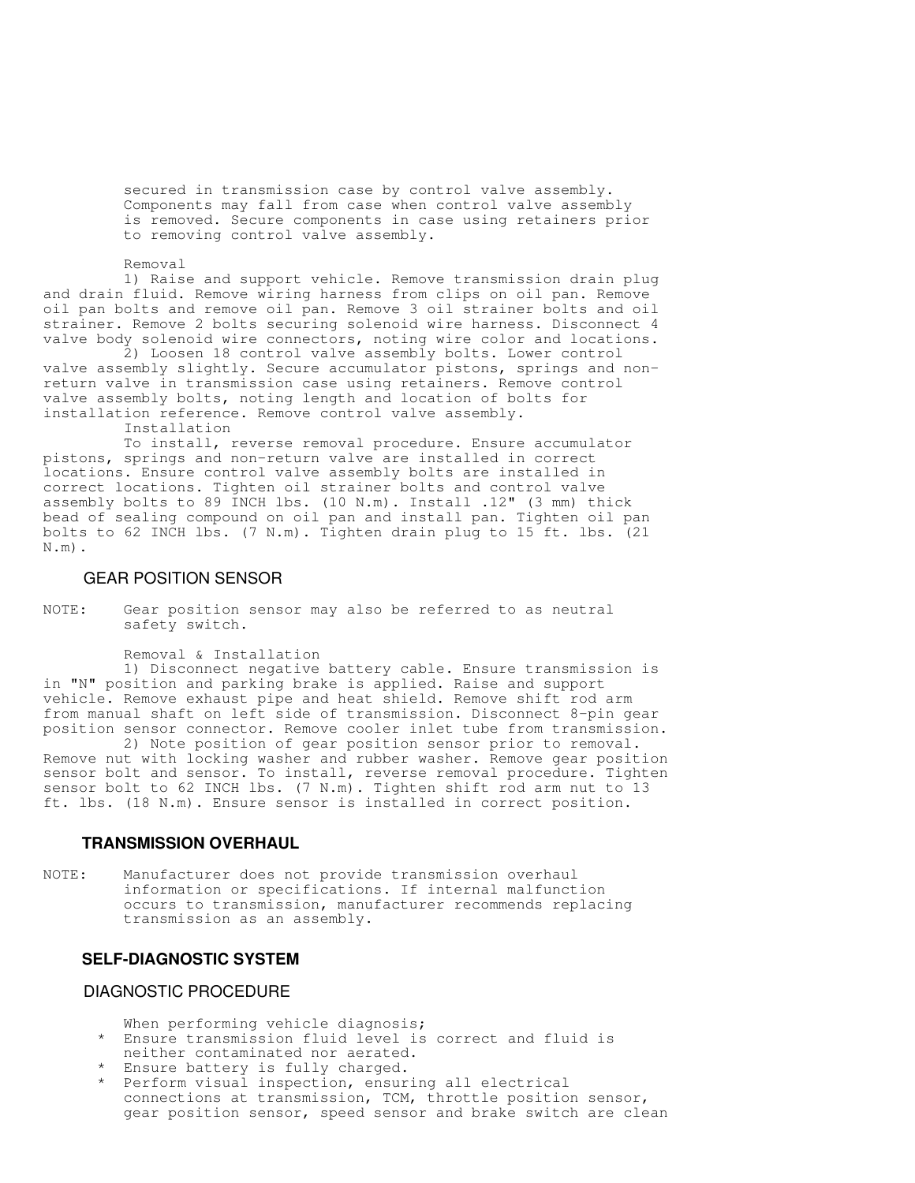secured in transmission case by control valve assembly. Components may fall from case when control valve assembly is removed. Secure components in case using retainers prior to removing control valve assembly.

Removal

1) Raise and support vehicle. Remove transmission drain plug and drain fluid. Remove wiring harness from clips on oil pan. Remove oil pan bolts and remove oil pan. Remove 3 oil strainer bolts and oil strainer. Remove 2 bolts securing solenoid wire harness. Disconnect 4 valve body solenoid wire connectors, noting wire color and locations.

2) Loosen 18 control valve assembly bolts. Lower control valve assembly slightly. Secure accumulator pistons, springs and non-return valve in transmission case using retainers. Remove control valve assembly bolts, noting length and location of bolts for installation reference. Remove control valve assembly.

Installation

To install, reverse removal procedure. Ensure accumulator pistons, springs and non-return valve are installed in correct locations. Ensure control valve assembly bolts are installed in correct locations. Tighten oil strainer bolts and control valve assembly bolts to 89 INCH lbs. (10 N.m). Install .12" (3 mm) thick bead of sealing compound on oil pan and install pan. Tighten oil pan bolts to 62 INCH lbs. (7 N.m). Tighten drain plug to 15 ft. lbs. (21 N.m).

### GEAR POSITION SENSOR

NOTE: Gear position sensor may also be referred to as neutral safety switch.

Removal & Installation

1) Disconnect negative battery cable. Ensure transmission is in "N" position and parking brake is applied. Raise and support vehicle. Remove exhaust pipe and heat shield. Remove shift rod arm from manual shaft on left side of transmission. Disconnect 8-pin gear position sensor connector. Remove cooler inlet tube from transmission.

2) Note position of gear position sensor prior to removal. Remove nut with locking washer and rubber washer. Remove gear position sensor bolt and sensor. To install, reverse removal procedure. Tighten sensor bolt to 62 INCH lbs. (7 N.m). Tighten shift rod arm nut to 13 ft. lbs. (18 N.m). Ensure sensor is installed in correct position.

## TRANSMISSION OVERHAUL

NOTE: Manufacturer does not provide transmission overhaul information or specifications. If internal malfunction occurs to transmission, manufacturer recommends replacing transmission as an assembly.

## SELF-DIAGNOSTIC SYSTEM

### DIAGNOSTIC PROCEDURE

When performing vehicle diagnosis;

* Ensure transmission fluid level is correct and fluid is neither contaminated nor aerated.
* Ensure battery is fully charged.
* Perform visual inspection, ensuring all electrical connections at transmission, TCM, throttle position sensor, gear position sensor, speed sensor and brake switch are clean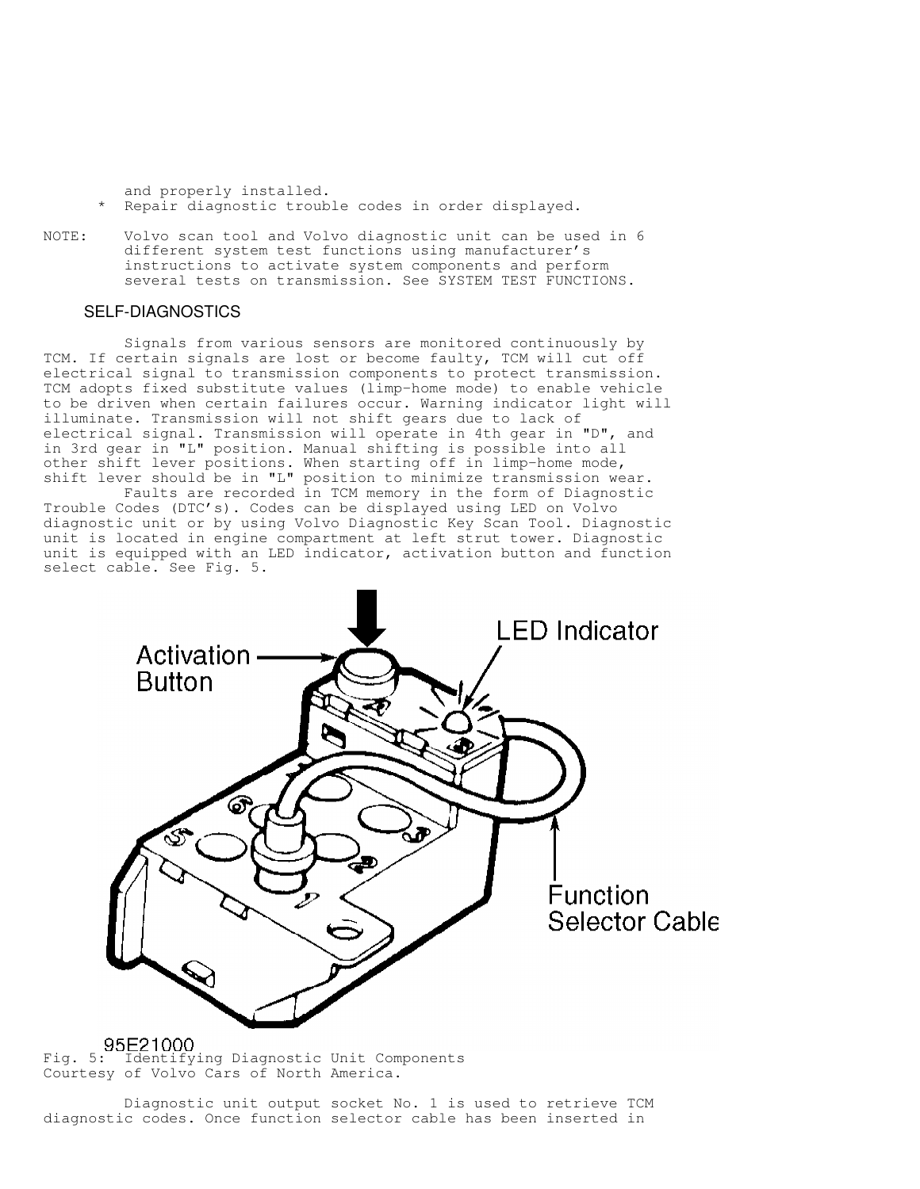and properly installed.

* Repair diagnostic trouble codes in order displayed.

NOTE: Volvo scan tool and Volvo diagnostic unit can be used in 6 different system test functions using manufacturer's instructions to activate system components and perform several tests on transmission. See SYSTEM TEST FUNCTIONS.

### SELF-DIAGNOSTICS

Signals from various sensors are monitored continuously by TCM. If certain signals are lost or become faulty, TCM will cut off electrical signal to transmission components to protect transmission. TCM adopts fixed substitute values (limp-home mode) to enable vehicle to be driven when certain failures occur. Warning indicator light will illuminate. Transmission will not shift gears due to lack of electrical signal. Transmission will operate in 4th gear in "D", and in 3rd gear in "L" position. Manual shifting is possible into all other shift lever positions. When starting off in limp-home mode, shift lever should be in "L" position to minimize transmission wear.

Faults are recorded in TCM memory in the form of Diagnostic Trouble Codes (DTC's). Codes can be displayed using LED on Volvo diagnostic unit or by using Volvo Diagnostic Key Scan Tool. Diagnostic unit is located in engine compartment at left strut tower. Diagnostic unit is equipped with an LED indicator, activation button and function select cable. See Fig. 5.

95E21000

Fig. 5: Identifying Diagnostic Unit Components
Courtesy of Volvo Cars of North America.

Diagnostic unit output socket No. 1 is used to retrieve TCM diagnostic codes. Once function selector cable has been inserted in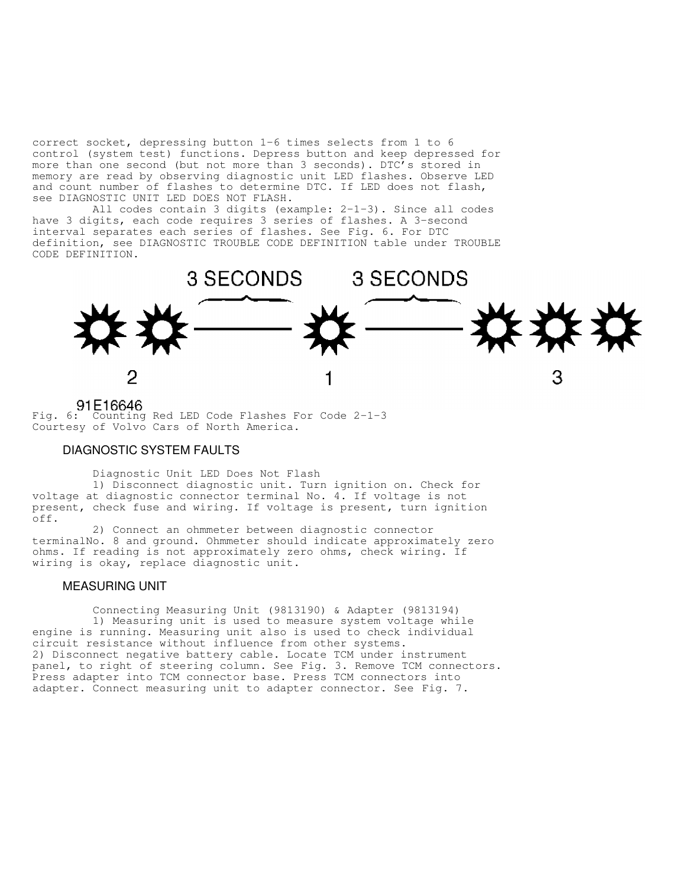correct socket, depressing button 1-6 times selects from 1 to 6 control (system test) functions. Depress button and keep depressed for more than one second (but not more than 3 seconds). DTC's stored in memory are read by observing diagnostic unit LED flashes. Observe LED and count number of flashes to determine DTC. If LED does not flash, see DIAGNOSTIC UNIT LED DOES NOT FLASH.

All codes contain 3 digits (example: 2-1-3). Since all codes have 3 digits, each code requires 3 series of flashes. A 3-second interval separates each series of flashes. See Fig. 6. For DTC definition, see DIAGNOSTIC TROUBLE CODE DEFINITION table under TROUBLE CODE DEFINITION.

Fig. 6: Counting Red LED Code Flashes For Code 2-1-3
Courtesy of Volvo Cars of North America.

## DIAGNOSTIC SYSTEM FAULTS

Diagnostic Unit LED Does Not Flash

1) Disconnect diagnostic unit. Turn ignition on. Check for voltage at diagnostic connector terminal No. 4. If voltage is not present, check fuse and wiring. If voltage is present, turn ignition off.

2) Connect an ohmmeter between diagnostic connector terminalNo. 8 and ground. Ohmmeter should indicate approximately zero ohms. If reading is not approximately zero ohms, check wiring. If wiring is okay, replace diagnostic unit.

## MEASURING UNIT

Connecting Measuring Unit (9813190) & Adapter (9813194)

1) Measuring unit is used to measure system voltage while engine is running. Measuring unit also is used to check individual circuit resistance without influence from other systems.

2) Disconnect negative battery cable. Locate TCM under instrument panel, to right of steering column. See Fig. 3. Remove TCM connectors. Press adapter into TCM connector base. Press TCM connectors into adapter. Connect measuring unit to adapter connector. See Fig. 7.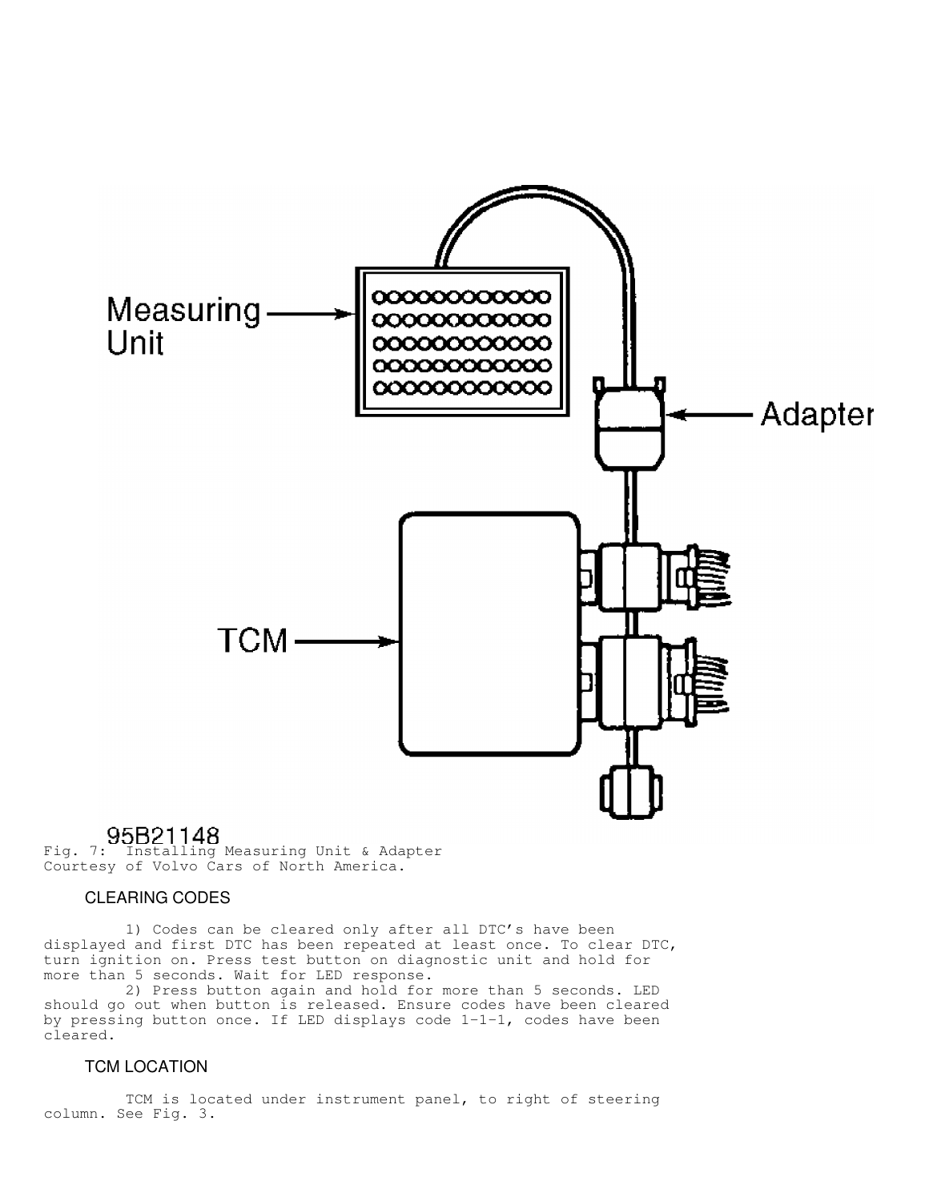Measuring Unit

Adapter

TCM

95B21148

Fig. 7: Installing Measuring Unit & Adapter
Courtesy of Volvo Cars of North America.

## CLEARING CODES

1) Codes can be cleared only after all DTC's have been displayed and first DTC has been repeated at least once. To clear DTC, turn ignition on. Press test button on diagnostic unit and hold for more than 5 seconds. Wait for LED response.

2) Press button again and hold for more than 5 seconds. LED should go out when button is released. Ensure codes have been cleared by pressing button once. If LED displays code 1-1-1, codes have been cleared.

## TCM LOCATION

TCM is located under instrument panel, to right of steering column. See Fig. 3.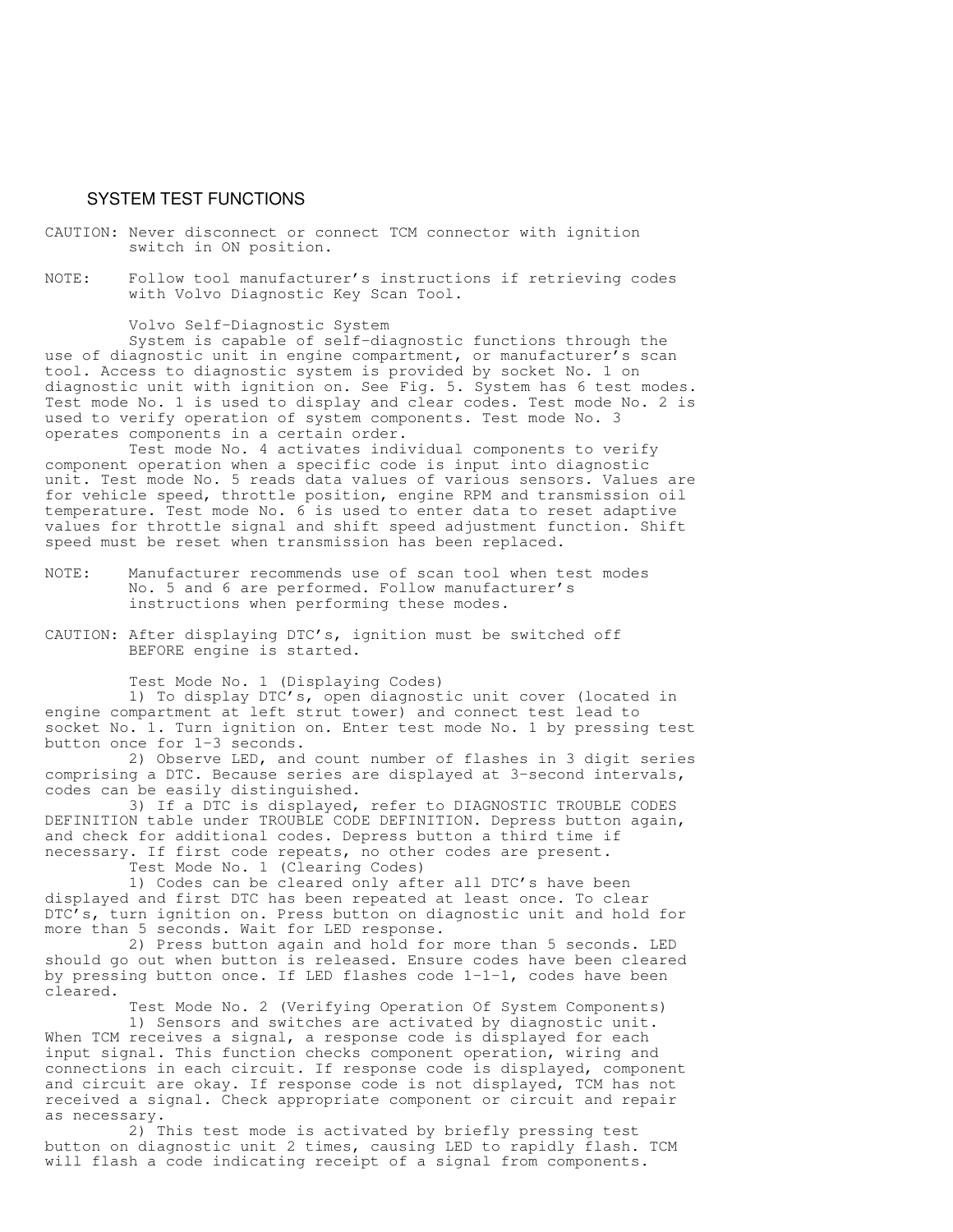## SYSTEM TEST FUNCTIONS

CAUTION: Never disconnect or connect TCM connector with ignition switch in ON position.

NOTE: Follow tool manufacturer's instructions if retrieving codes with Volvo Diagnostic Key Scan Tool.

### Volvo Self-Diagnostic System

System is capable of self-diagnostic functions through the use of diagnostic unit in engine compartment, or manufacturer's scan tool. Access to diagnostic system is provided by socket No. 1 on diagnostic unit with ignition on. See Fig. 5. System has 6 test modes. Test mode No. 1 is used to display and clear codes. Test mode No. 2 is used to verify operation of system components. Test mode No. 3 operates components in a certain order.

Test mode No. 4 activates individual components to verify component operation when a specific code is input into diagnostic unit. Test mode No. 5 reads data values of various sensors. Values are for vehicle speed, throttle position, engine RPM and transmission oil temperature. Test mode No. 6 is used to enter data to reset adaptive values for throttle signal and shift speed adjustment function. Shift speed must be reset when transmission has been replaced.

NOTE: Manufacturer recommends use of scan tool when test modes No. 5 and 6 are performed. Follow manufacturer's instructions when performing these modes.

CAUTION: After displaying DTC's, ignition must be switched off BEFORE engine is started.

### Test Mode No. 1 (Displaying Codes)

1) To display DTC's, open diagnostic unit cover (located in engine compartment at left strut tower) and connect test lead to socket No. 1. Turn ignition on. Enter test mode No. 1 by pressing test button once for 1-3 seconds.

2) Observe LED, and count number of flashes in 3 digit series comprising a DTC. Because series are displayed at 3-second intervals, codes can be easily distinguished.

3) If a DTC is displayed, refer to DIAGNOSTIC TROUBLE CODES DEFINITION table under TROUBLE CODE DEFINITION. Depress button again, and check for additional codes. Depress button a third time if necessary. If first code repeats, no other codes are present.

### Test Mode No. 1 (Clearing Codes)

1) Codes can be cleared only after all DTC's have been displayed and first DTC has been repeated at least once. To clear DTC's, turn ignition on. Press button on diagnostic unit and hold for more than 5 seconds. Wait for LED response.

2) Press button again and hold for more than 5 seconds. LED should go out when button is released. Ensure codes have been cleared by pressing button once. If LED flashes code 1-1-1, codes have been cleared.

### Test Mode No. 2 (Verifying Operation Of System Components)

1) Sensors and switches are activated by diagnostic unit. When TCM receives a signal, a response code is displayed for each input signal. This function checks component operation, wiring and connections in each circuit. If response code is displayed, component and circuit are okay. If response code is not displayed, TCM has not received a signal. Check appropriate component or circuit and repair as necessary.

2) This test mode is activated by briefly pressing test button on diagnostic unit 2 times, causing LED to rapidly flash. TCM will flash a code indicating receipt of a signal from components.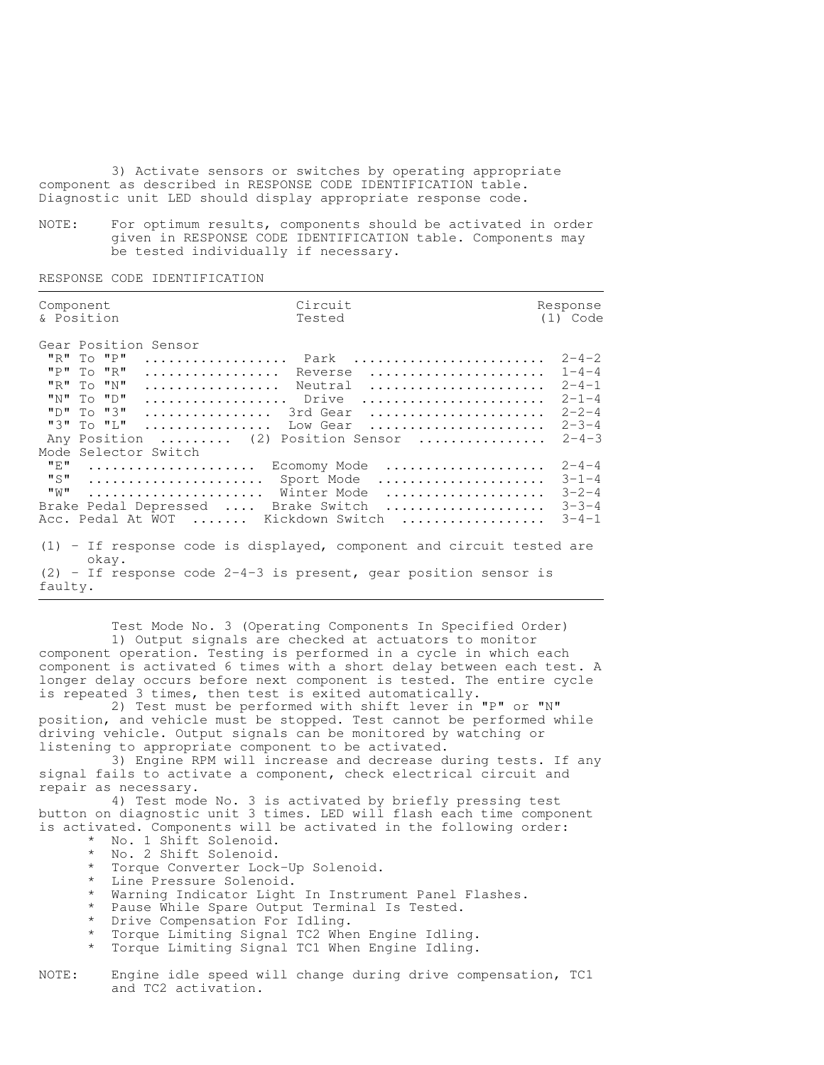3) Activate sensors or switches by operating appropriate component as described in RESPONSE CODE IDENTIFICATION table. Diagnostic unit LED should display appropriate response code.

NOTE: For optimum results, components should be activated in order given in RESPONSE CODE IDENTIFICATION table. Components may be tested individually if necessary.

RESPONSE CODE IDENTIFICATION

| Component & Position | Circuit Tested | Response (1) Code |
|---|---|---|
| **Gear Position Sensor** | | |
| "R" To "P" | Park | 2-4-2 |
| "P" To "R" | Reverse | 1-4-4 |
| "R" To "N" | Neutral | 2-4-1 |
| "N" To "D" | Drive | 2-1-4 |
| "D" To "3" | 3rd Gear | 2-2-4 |
| "3" To "L" | Low Gear | 2-3-4 |
| Any Position | (2) Position Sensor | 2-4-3 |
| **Mode Selector Switch** | | |
| "E" | Ecomomy Mode | 2-4-4 |
| "S" | Sport Mode | 3-1-4 |
| "W" | Winter Mode | 3-2-4 |
| Brake Pedal Depressed | Brake Switch | 3-3-4 |
| Acc. Pedal At WOT | Kickdown Switch | 3-4-1 |

(1) - If response code is displayed, component and circuit tested are okay.
(2) - If response code 2-4-3 is present, gear position sensor is faulty.

Test Mode No. 3 (Operating Components In Specified Order)

1) Output signals are checked at actuators to monitor component operation. Testing is performed in a cycle in which each component is activated 6 times with a short delay between each test. A longer delay occurs before next component is tested. The entire cycle is repeated 3 times, then test is exited automatically.

2) Test must be performed with shift lever in "P" or "N" position, and vehicle must be stopped. Test cannot be performed while driving vehicle. Output signals can be monitored by watching or listening to appropriate component to be activated.

3) Engine RPM will increase and decrease during tests. If any signal fails to activate a component, check electrical circuit and repair as necessary.

4) Test mode No. 3 is activated by briefly pressing test button on diagnostic unit 3 times. LED will flash each time component is activated. Components will be activated in the following order:

* No. 1 Shift Solenoid.
* No. 2 Shift Solenoid.
* Torque Converter Lock-Up Solenoid.
* Line Pressure Solenoid.
* Warning Indicator Light In Instrument Panel Flashes.
* Pause While Spare Output Terminal Is Tested.
* Drive Compensation For Idling.
* Torque Limiting Signal TC2 When Engine Idling.
* Torque Limiting Signal TC1 When Engine Idling.

NOTE: Engine idle speed will change during drive compensation, TC1 and TC2 activation.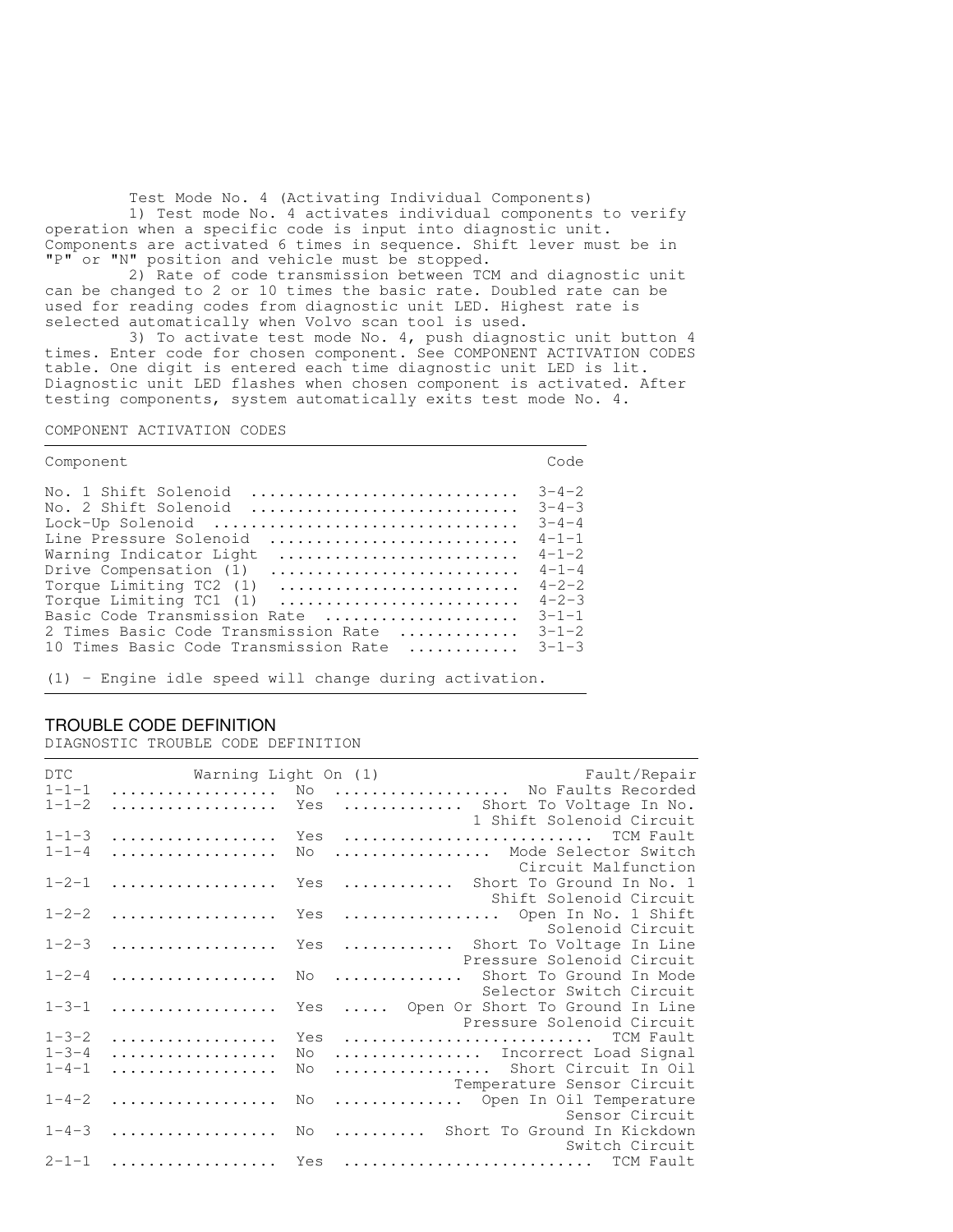Test Mode No. 4 (Activating Individual Components)

1) Test mode No. 4 activates individual components to verify operation when a specific code is input into diagnostic unit. Components are activated 6 times in sequence. Shift lever must be in "P" or "N" position and vehicle must be stopped.

2) Rate of code transmission between TCM and diagnostic unit can be changed to 2 or 10 times the basic rate. Doubled rate can be used for reading codes from diagnostic unit LED. Highest rate is selected automatically when Volvo scan tool is used.

3) To activate test mode No. 4, push diagnostic unit button 4 times. Enter code for chosen component. See COMPONENT ACTIVATION CODES table. One digit is entered each time diagnostic unit LED is lit. Diagnostic unit LED flashes when chosen component is activated. After testing components, system automatically exits test mode No. 4.

COMPONENT ACTIVATION CODES

| Component | Code |
|---|---|
| No. 1 Shift Solenoid | 3-4-2 |
| No. 2 Shift Solenoid | 3-4-3 |
| Lock-Up Solenoid | 3-4-4 |
| Line Pressure Solenoid | 4-1-1 |
| Warning Indicator Light | 4-1-2 |
| Drive Compensation (1) | 4-1-4 |
| Torque Limiting TC2 (1) | 4-2-2 |
| Torque Limiting TC1 (1) | 4-2-3 |
| Basic Code Transmission Rate | 3-1-1 |
| 2 Times Basic Code Transmission Rate | 3-1-2 |
| 10 Times Basic Code Transmission Rate | 3-1-3 |

(1) - Engine idle speed will change during activation.

## TROUBLE CODE DEFINITION

DIAGNOSTIC TROUBLE CODE DEFINITION

| DTC | Warning Light On (1) | Fault/Repair |
|---|---|---|
| 1-1-1 | No | No Faults Recorded |
| 1-1-2 | Yes | Short To Voltage In No. 1 Shift Solenoid Circuit |
| 1-1-3 | Yes | TCM Fault |
| 1-1-4 | No | Mode Selector Switch Circuit Malfunction |
| 1-2-1 | Yes | Short To Ground In No. 1 Shift Solenoid Circuit |
| 1-2-2 | Yes | Open In No. 1 Shift Solenoid Circuit |
| 1-2-3 | Yes | Short To Voltage In Line Pressure Solenoid Circuit |
| 1-2-4 | No | Short To Ground In Mode Selector Switch Circuit |
| 1-3-1 | Yes | Open Or Short To Ground In Line Pressure Solenoid Circuit |
| 1-3-2 | Yes | TCM Fault |
| 1-3-4 | No | Incorrect Load Signal |
| 1-4-1 | No | Short Circuit In Oil Temperature Sensor Circuit |
| 1-4-2 | No | Open In Oil Temperature Sensor Circuit |
| 1-4-3 | No | Short To Ground In Kickdown Switch Circuit |
| 2-1-1 | Yes | TCM Fault |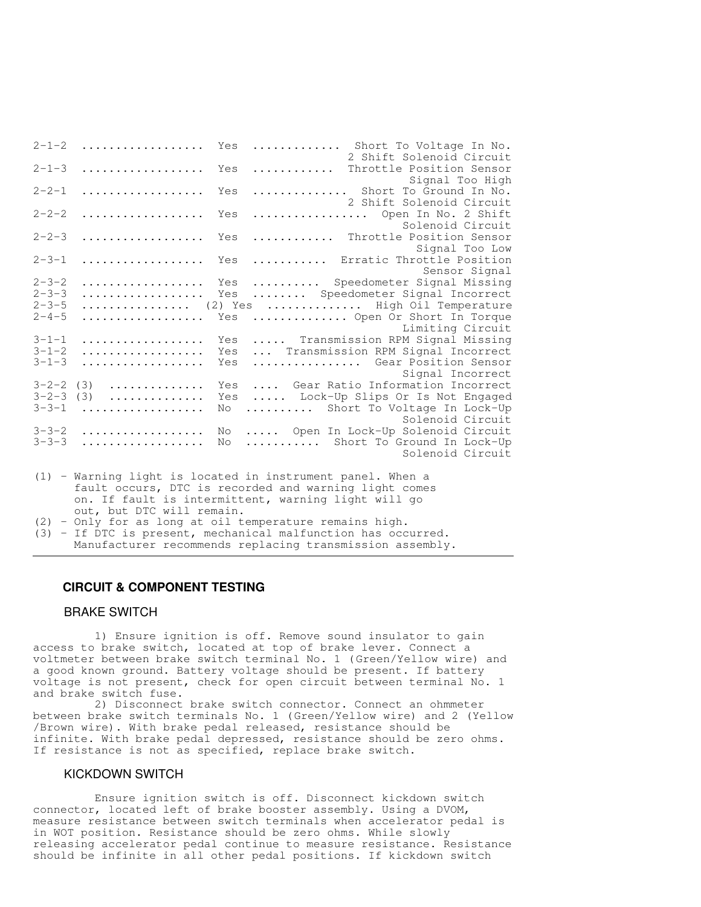| | | |
|---|---|---|
| 2-1-2 | Yes | Short To Voltage In No. 2 Shift Solenoid Circuit |
| 2-1-3 | Yes | Throttle Position Sensor Signal Too High |
| 2-2-1 | Yes | Short To Ground In No. 2 Shift Solenoid Circuit |
| 2-2-2 | Yes | Open In No. 2 Shift Solenoid Circuit |
| 2-2-3 | Yes | Throttle Position Sensor Signal Too Low |
| 2-3-1 | Yes | Erratic Throttle Position Sensor Signal |
| 2-3-2 | Yes | Speedometer Signal Missing |
| 2-3-3 | Yes | Speedometer Signal Incorrect |
| 2-3-5 | (2) Yes | High Oil Temperature |
| 2-4-5 | Yes | Open Or Short In Torque Limiting Circuit |
| 3-1-1 | Yes | Transmission RPM Signal Missing |
| 3-1-2 | Yes | Transmission RPM Signal Incorrect |
| 3-1-3 | Yes | Gear Position Sensor Signal Incorrect |
| 3-2-2 (3) | Yes | Gear Ratio Information Incorrect |
| 3-2-3 (3) | Yes | Lock-Up Slips Or Is Not Engaged |
| 3-3-1 | No | Short To Voltage In Lock-Up Solenoid Circuit |
| 3-3-2 | No | Open In Lock-Up Solenoid Circuit |
| 3-3-3 | No | Short To Ground In Lock-Up Solenoid Circuit |

(1) - Warning light is located in instrument panel. When a fault occurs, DTC is recorded and warning light comes on. If fault is intermittent, warning light will go out, but DTC will remain.
(2) - Only for as long at oil temperature remains high.
(3) - If DTC is present, mechanical malfunction has occurred. Manufacturer recommends replacing transmission assembly.

## CIRCUIT & COMPONENT TESTING

### BRAKE SWITCH

1) Ensure ignition is off. Remove sound insulator to gain access to brake switch, located at top of brake lever. Connect a voltmeter between brake switch terminal No. 1 (Green/Yellow wire) and a good known ground. Battery voltage should be present. If battery voltage is not present, check for open circuit between terminal No. 1 and brake switch fuse.

2) Disconnect brake switch connector. Connect an ohmmeter between brake switch terminals No. 1 (Green/Yellow wire) and 2 (Yellow /Brown wire). With brake pedal released, resistance should be infinite. With brake pedal depressed, resistance should be zero ohms. If resistance is not as specified, replace brake switch.

### KICKDOWN SWITCH

Ensure ignition switch is off. Disconnect kickdown switch connector, located left of brake booster assembly. Using a DVOM, measure resistance between switch terminals when accelerator pedal is in WOT position. Resistance should be zero ohms. While slowly releasing accelerator pedal continue to measure resistance. Resistance should be infinite in all other pedal positions. If kickdown switch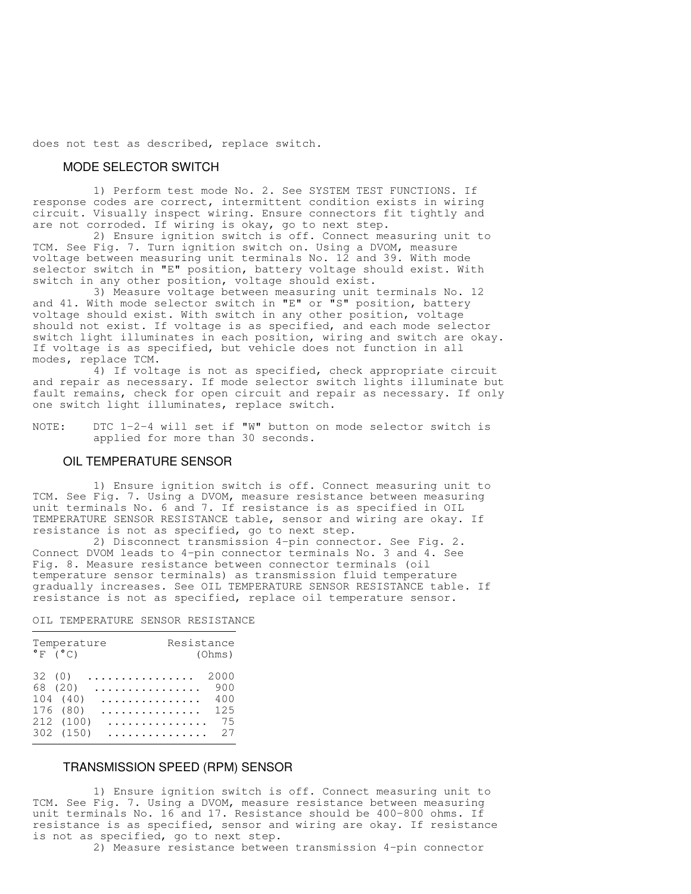does not test as described, replace switch.

### MODE SELECTOR SWITCH

1) Perform test mode No. 2. See SYSTEM TEST FUNCTIONS. If response codes are correct, intermittent condition exists in wiring circuit. Visually inspect wiring. Ensure connectors fit tightly and are not corroded. If wiring is okay, go to next step.

2) Ensure ignition switch is off. Connect measuring unit to TCM. See Fig. 7. Turn ignition switch on. Using a DVOM, measure voltage between measuring unit terminals No. 12 and 39. With mode selector switch in "E" position, battery voltage should exist. With switch in any other position, voltage should exist.

3) Measure voltage between measuring unit terminals No. 12 and 41. With mode selector switch in "E" or "S" position, battery voltage should exist. With switch in any other position, voltage should not exist. If voltage is as specified, and each mode selector switch light illuminates in each position, wiring and switch are okay. If voltage is as specified, but vehicle does not function in all modes, replace TCM.

4) If voltage is not as specified, check appropriate circuit and repair as necessary. If mode selector switch lights illuminate but fault remains, check for open circuit and repair as necessary. If only one switch light illuminates, replace switch.

NOTE: DTC 1-2-4 will set if "W" button on mode selector switch is applied for more than 30 seconds.

### OIL TEMPERATURE SENSOR

1) Ensure ignition switch is off. Connect measuring unit to TCM. See Fig. 7. Using a DVOM, measure resistance between measuring unit terminals No. 6 and 7. If resistance is as specified in OIL TEMPERATURE SENSOR RESISTANCE table, sensor and wiring are okay. If resistance is not as specified, go to next step.

2) Disconnect transmission 4-pin connector. See Fig. 2. Connect DVOM leads to 4-pin connector terminals No. 3 and 4. See Fig. 8. Measure resistance between connector terminals (oil temperature sensor terminals) as transmission fluid temperature gradually increases. See OIL TEMPERATURE SENSOR RESISTANCE table. If resistance is not as specified, replace oil temperature sensor.

OIL TEMPERATURE SENSOR RESISTANCE

| Temperature °F (°C) | Resistance (Ohms) |
|---|---|
| 32 (0) | 2000 |
| 68 (20) | 900 |
| 104 (40) | 400 |
| 176 (80) | 125 |
| 212 (100) | 75 |
| 302 (150) | 27 |

### TRANSMISSION SPEED (RPM) SENSOR

1) Ensure ignition switch is off. Connect measuring unit to TCM. See Fig. 7. Using a DVOM, measure resistance between measuring unit terminals No. 16 and 17. Resistance should be 400-800 ohms. If resistance is as specified, sensor and wiring are okay. If resistance is not as specified, go to next step.

2) Measure resistance between transmission 4-pin connector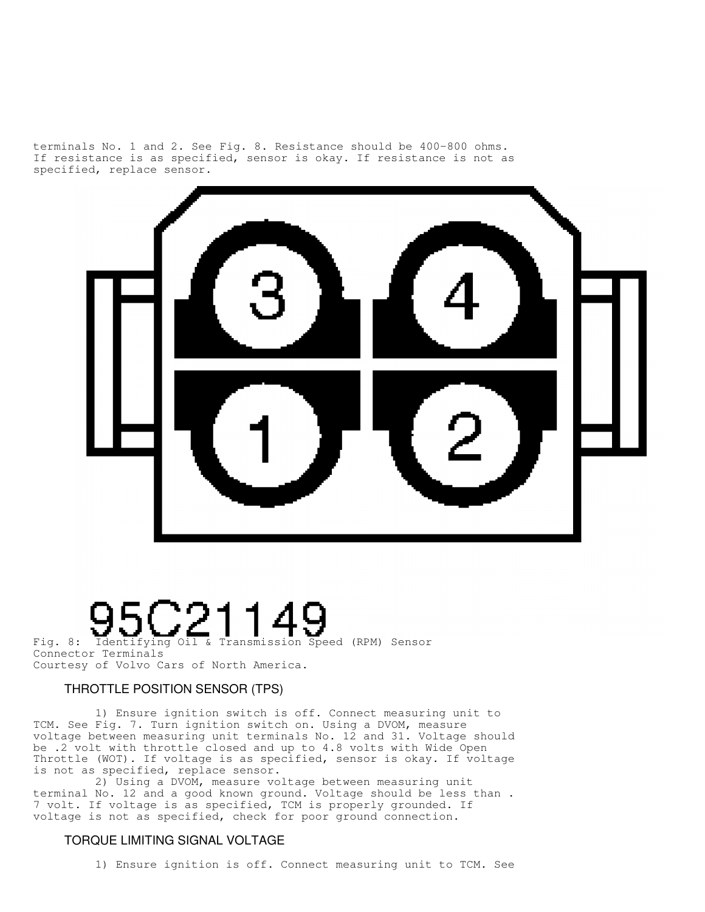terminals No. 1 and 2. See Fig. 8. Resistance should be 400-800 ohms. If resistance is as specified, sensor is okay. If resistance is not as specified, replace sensor.

95C21149

Fig. 8: Identifying Oil & Transmission Speed (RPM) Sensor Connector Terminals
Courtesy of Volvo Cars of North America.

### THROTTLE POSITION SENSOR (TPS)

1) Ensure ignition switch is off. Connect measuring unit to TCM. See Fig. 7. Turn ignition switch on. Using a DVOM, measure voltage between measuring unit terminals No. 12 and 31. Voltage should be .2 volt with throttle closed and up to 4.8 volts with Wide Open Throttle (WOT). If voltage is as specified, sensor is okay. If voltage is not as specified, replace sensor.

2) Using a DVOM, measure voltage between measuring unit terminal No. 12 and a good known ground. Voltage should be less than .7 volt. If voltage is as specified, TCM is properly grounded. If voltage is not as specified, check for poor ground connection.

### TORQUE LIMITING SIGNAL VOLTAGE

1) Ensure ignition is off. Connect measuring unit to TCM. See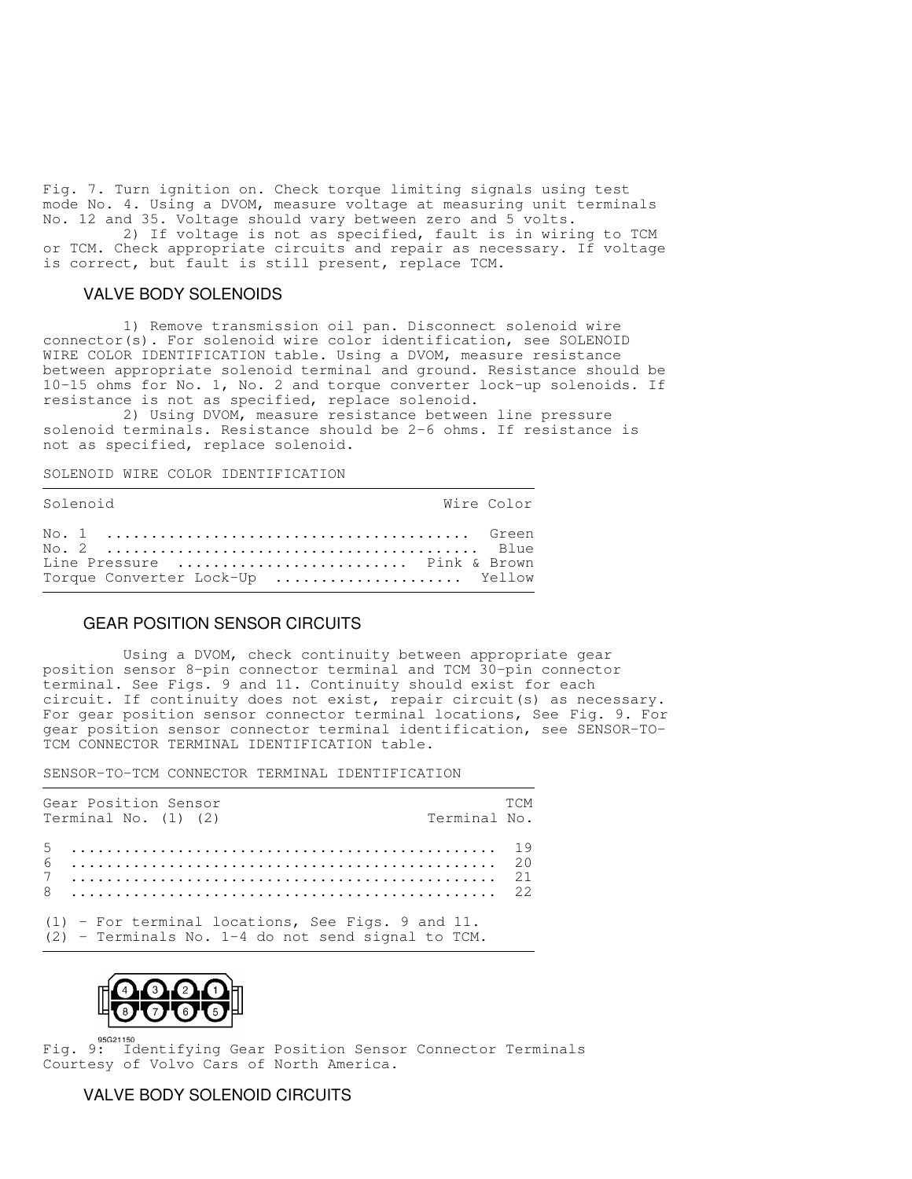Fig. 7. Turn ignition on. Check torque limiting signals using test mode No. 4. Using a DVOM, measure voltage at measuring unit terminals No. 12 and 35. Voltage should vary between zero and 5 volts.

2) If voltage is not as specified, fault is in wiring to TCM or TCM. Check appropriate circuits and repair as necessary. If voltage is correct, but fault is still present, replace TCM.

## VALVE BODY SOLENOIDS

1) Remove transmission oil pan. Disconnect solenoid wire connector(s). For solenoid wire color identification, see SOLENOID WIRE COLOR IDENTIFICATION table. Using a DVOM, measure resistance between appropriate solenoid terminal and ground. Resistance should be 10-15 ohms for No. 1, No. 2 and torque converter lock-up solenoids. If resistance is not as specified, replace solenoid.

2) Using DVOM, measure resistance between line pressure solenoid terminals. Resistance should be 2-6 ohms. If resistance is not as specified, replace solenoid.

SOLENOID WIRE COLOR IDENTIFICATION

| Solenoid | Wire Color |
|---|---|
| No. 1 | Green |
| No. 2 | Blue |
| Line Pressure | Pink & Brown |
| Torque Converter Lock-Up | Yellow |

## GEAR POSITION SENSOR CIRCUITS

Using a DVOM, check continuity between appropriate gear position sensor 8-pin connector terminal and TCM 30-pin connector terminal. See Figs. 9 and 11. Continuity should exist for each circuit. If continuity does not exist, repair circuit(s) as necessary. For gear position sensor connector terminal locations, See Fig. 9. For gear position sensor connector terminal identification, see SENSOR-TO-TCM CONNECTOR TERMINAL IDENTIFICATION table.

SENSOR-TO-TCM CONNECTOR TERMINAL IDENTIFICATION

| Gear Position Sensor Terminal No. (1) (2) | TCM Terminal No. |
|---|---|
| 5 | 19 |
| 6 | 20 |
| 7 | 21 |
| 8 | 22 |

(1) - For terminal locations, See Figs. 9 and 11.
(2) - Terminals No. 1-4 do not send signal to TCM.

Fig. 9: Identifying Gear Position Sensor Connector Terminals
Courtesy of Volvo Cars of North America.

## VALVE BODY SOLENOID CIRCUITS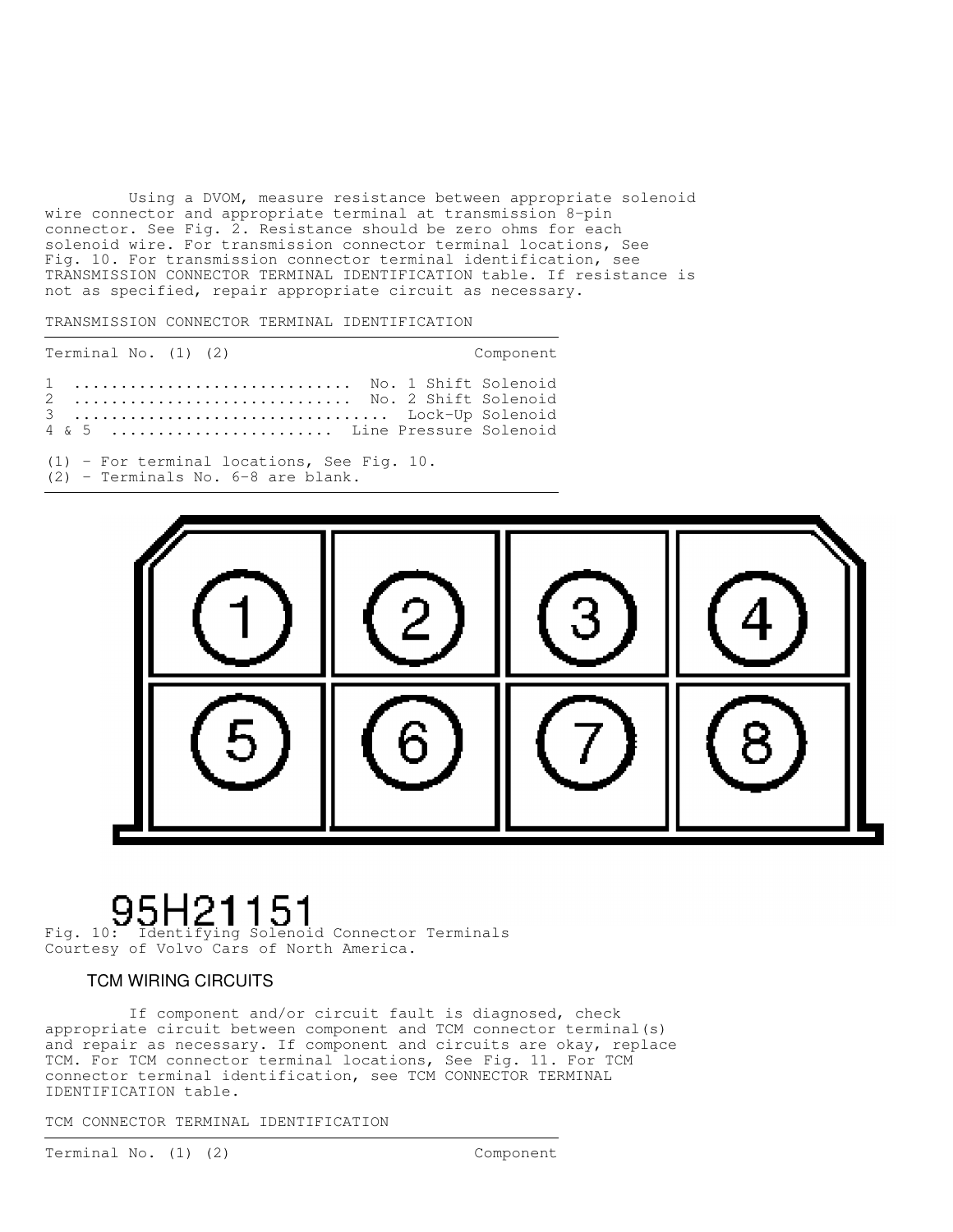Using a DVOM, measure resistance between appropriate solenoid wire connector and appropriate terminal at transmission 8-pin connector. See Fig. 2. Resistance should be zero ohms for each solenoid wire. For transmission connector terminal locations, See Fig. 10. For transmission connector terminal identification, see TRANSMISSION CONNECTOR TERMINAL IDENTIFICATION table. If resistance is not as specified, repair appropriate circuit as necessary.

TRANSMISSION CONNECTOR TERMINAL IDENTIFICATION

| Terminal No. (1) (2) | Component |
|---|---|
| 1 | No. 1 Shift Solenoid |
| 2 | No. 2 Shift Solenoid |
| 3 | Lock-Up Solenoid |
| 4 & 5 | Line Pressure Solenoid |

(1) - For terminal locations, See Fig. 10.
(2) - Terminals No. 6-8 are blank.

95H21151

Fig. 10: Identifying Solenoid Connector Terminals
Courtesy of Volvo Cars of North America.

### TCM WIRING CIRCUITS

If component and/or circuit fault is diagnosed, check appropriate circuit between component and TCM connector terminal(s) and repair as necessary. If component and circuits are okay, replace TCM. For TCM connector terminal locations, See Fig. 11. For TCM connector terminal identification, see TCM CONNECTOR TERMINAL IDENTIFICATION table.

TCM CONNECTOR TERMINAL IDENTIFICATION

| Terminal No. (1) (2) | Component |
|---|---|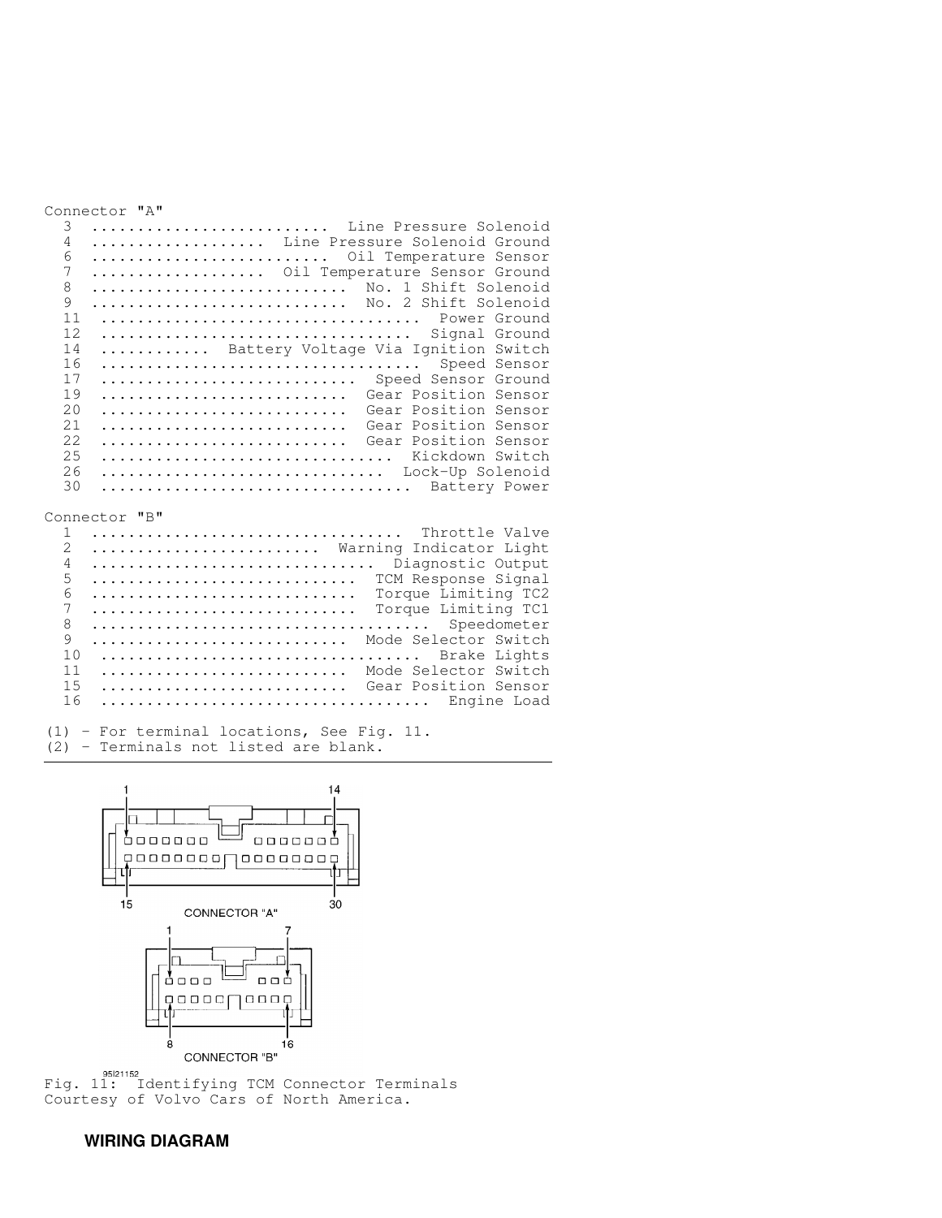Connector "A"

| Terminal | Function |
|---|---|
| 3 | Line Pressure Solenoid |
| 4 | Line Pressure Solenoid Ground |
| 6 | Oil Temperature Sensor |
| 7 | Oil Temperature Sensor Ground |
| 8 | No. 1 Shift Solenoid |
| 9 | No. 2 Shift Solenoid |
| 11 | Power Ground |
| 12 | Signal Ground |
| 14 | Battery Voltage Via Ignition Switch |
| 16 | Speed Sensor |
| 17 | Speed Sensor Ground |
| 19 | Gear Position Sensor |
| 20 | Gear Position Sensor |
| 21 | Gear Position Sensor |
| 22 | Gear Position Sensor |
| 25 | Kickdown Switch |
| 26 | Lock-Up Solenoid |
| 30 | Battery Power |

Connector "B"

| Terminal | Function |
|---|---|
| 1 | Throttle Valve |
| 2 | Warning Indicator Light |
| 4 | Diagnostic Output |
| 5 | TCM Response Signal |
| 6 | Torque Limiting TC2 |
| 7 | Torque Limiting TC1 |
| 8 | Speedometer |
| 9 | Mode Selector Switch |
| 10 | Brake Lights |
| 11 | Mode Selector Switch |
| 15 | Gear Position Sensor |
| 16 | Engine Load |

(1) - For terminal locations, See Fig. 11.
(2) - Terminals not listed are blank.

1 14 15 30 CONNECTOR "A"

1 7 8 16 CONNECTOR "B"

95I21152

Fig. 11: Identifying TCM Connector Terminals
Courtesy of Volvo Cars of North America.

## WIRING DIAGRAM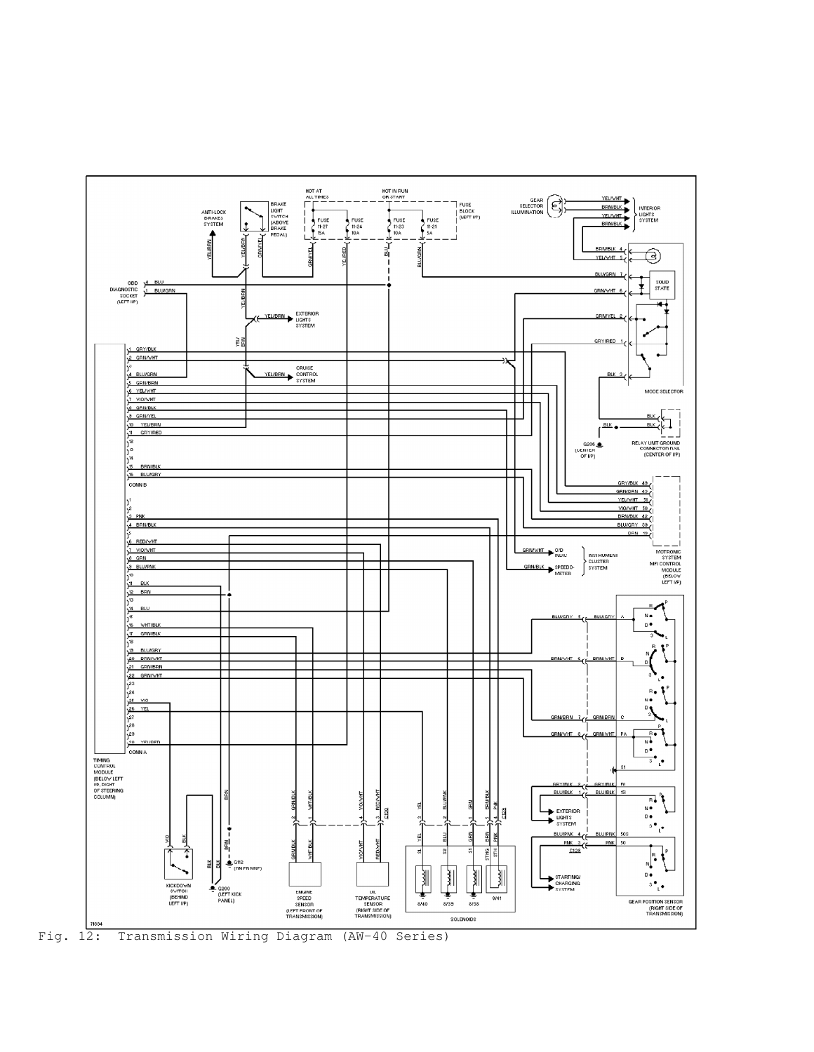Fig. 12: Transmission Wiring Diagram (AW-40 Series)